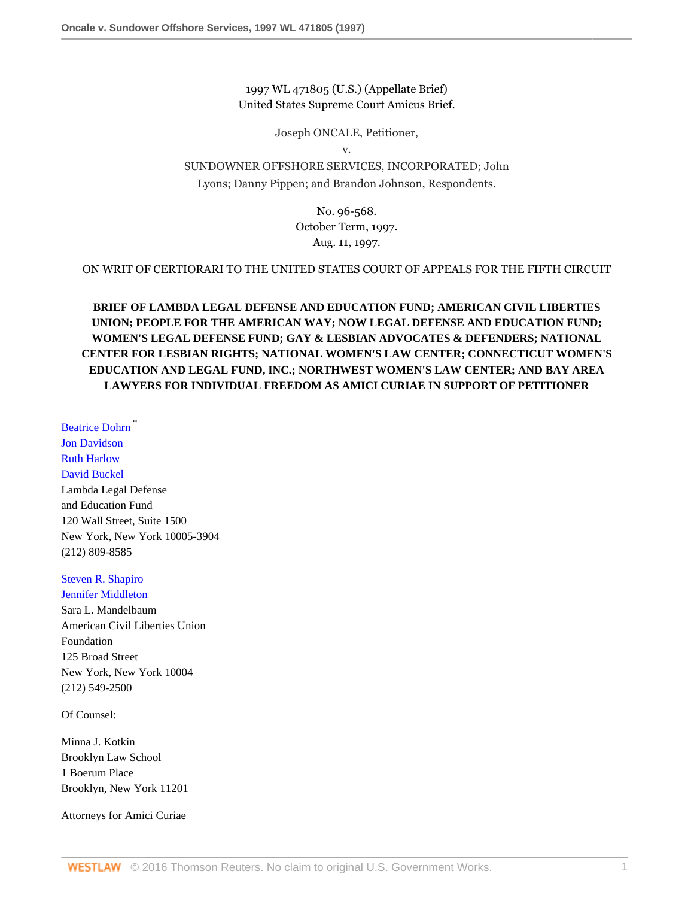1997 WL 471805 (U.S.) (Appellate Brief)
United States Supreme Court Amicus Brief.

Joseph ONCALE, Petitioner,
v.
SUNDOWNER OFFSHORE SERVICES, INCORPORATED; John Lyons; Danny Pippen; and Brandon Johnson, Respondents.

No. 96-568.
October Term, 1997.
Aug. 11, 1997.

ON WRIT OF CERTIORARI TO THE UNITED STATES COURT OF APPEALS FOR THE FIFTH CIRCUIT

**BRIEF OF LAMBDA LEGAL DEFENSE AND EDUCATION FUND; AMERICAN CIVIL LIBERTIES UNION; PEOPLE FOR THE AMERICAN WAY; NOW LEGAL DEFENSE AND EDUCATION FUND; WOMEN'S LEGAL DEFENSE FUND; GAY & LESBIAN ADVOCATES & DEFENDERS; NATIONAL CENTER FOR LESBIAN RIGHTS; NATIONAL WOMEN'S LAW CENTER; CONNECTICUT WOMEN'S EDUCATION AND LEGAL FUND, INC.; NORTHWEST WOMEN'S LAW CENTER; AND BAY AREA LAWYERS FOR INDIVIDUAL FREEDOM AS AMICI CURIAE IN SUPPORT OF PETITIONER**

Beatrice Dohrn*
Jon Davidson
Ruth Harlow
David Buckel
Lambda Legal Defense
and Education Fund
120 Wall Street, Suite 1500
New York, New York 10005-3904
(212) 809-8585

Steven R. Shapiro
Jennifer Middleton
Sara L. Mandelbaum
American Civil Liberties Union
Foundation
125 Broad Street
New York, New York 10004
(212) 549-2500

Of Counsel:

Minna J. Kotkin
Brooklyn Law School
1 Boerum Place
Brooklyn, New York 11201

Attorneys for Amici Curiae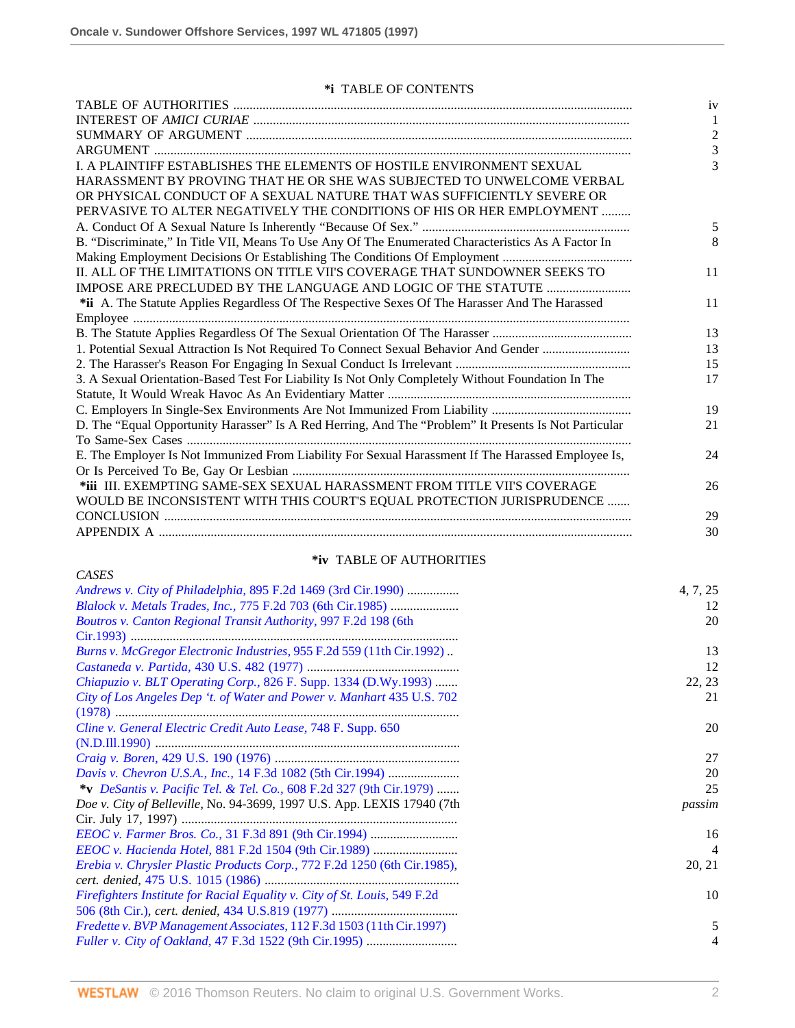## *i TABLE OF CONTENTS

| | |
|---|---|
| TABLE OF AUTHORITIES | iv |
| INTEREST OF *AMICI CURIAE* | 1 |
| SUMMARY OF ARGUMENT | 2 |
| ARGUMENT | 3 |
| I. A PLAINTIFF ESTABLISHES THE ELEMENTS OF HOSTILE ENVIRONMENT SEXUAL HARASSMENT BY PROVING THAT HE OR SHE WAS SUBJECTED TO UNWELCOME VERBAL OR PHYSICAL CONDUCT OF A SEXUAL NATURE THAT WAS SUFFICIENTLY SEVERE OR PERVASIVE TO ALTER NEGATIVELY THE CONDITIONS OF HIS OR HER EMPLOYMENT | 3 |
| A. Conduct Of A Sexual Nature Is Inherently "Because Of Sex." | 5 |
| B. "Discriminate," In Title VII, Means To Use Any Of The Enumerated Characteristics As A Factor In Making Employment Decisions Or Establishing The Conditions Of Employment | 8 |
| II. ALL OF THE LIMITATIONS ON TITLE VII'S COVERAGE THAT SUNDOWNER SEEKS TO IMPOSE ARE PRECLUDED BY THE LANGUAGE AND LOGIC OF THE STATUTE | 11 |
| **\*ii** A. The Statute Applies Regardless Of The Respective Sexes Of The Harasser And The Harassed Employee | 11 |
| B. The Statute Applies Regardless Of The Sexual Orientation Of The Harasser | 13 |
| 1. Potential Sexual Attraction Is Not Required To Connect Sexual Behavior And Gender | 13 |
| 2. The Harasser's Reason For Engaging In Sexual Conduct Is Irrelevant | 15 |
| 3. A Sexual Orientation-Based Test For Liability Is Not Only Completely Without Foundation In The Statute, It Would Wreak Havoc As An Evidentiary Matter | 17 |
| C. Employers In Single-Sex Environments Are Not Immunized From Liability | 19 |
| D. The "Equal Opportunity Harasser" Is A Red Herring, And The "Problem" It Presents Is Not Particular To Same-Sex Cases | 21 |
| E. The Employer Is Not Immunized From Liability For Sexual Harassment If The Harassed Employee Is, Or Is Perceived To Be, Gay Or Lesbian | 24 |
| **\*iii** III. EXEMPTING SAME-SEX SEXUAL HARASSMENT FROM TITLE VII'S COVERAGE WOULD BE INCONSISTENT WITH THIS COURT'S EQUAL PROTECTION JURISPRUDENCE | 26 |
| CONCLUSION | 29 |
| APPENDIX A | 30 |

## *iv TABLE OF AUTHORITIES

*CASES*

| | |
|---|---|
| *Andrews v. City of Philadelphia,* 895 F.2d 1469 (3rd Cir.1990) | 4, 7, 25 |
| *Blalock v. Metals Trades, Inc.,* 775 F.2d 703 (6th Cir.1985) | 12 |
| *Boutros v. Canton Regional Transit Authority,* 997 F.2d 198 (6th Cir.1993) | 20 |
| *Burns v. McGregor Electronic Industries,* 955 F.2d 559 (11th Cir.1992) | 13 |
| *Castaneda v. Partida,* 430 U.S. 482 (1977) | 12 |
| *Chiapuzio v. BLT Operating Corp.,* 826 F. Supp. 1334 (D.Wy.1993) | 22, 23 |
| *City of Los Angeles Dep 't. of Water and Power v. Manhart* 435 U.S. 702 (1978) | 21 |
| *Cline v. General Electric Credit Auto Lease,* 748 F. Supp. 650 (N.D.Ill.1990) | 20 |
| *Craig v. Boren,* 429 U.S. 190 (1976) | 27 |
| *Davis v. Chevron U.S.A., Inc.,* 14 F.3d 1082 (5th Cir.1994) | 20 |
| **\*v** *DeSantis v. Pacific Tel. & Tel. Co.,* 608 F.2d 327 (9th Cir.1979) | 25 |
| *Doe v. City of Belleville,* No. 94-3699, 1997 U.S. App. LEXIS 17940 (7th Cir. July 17, 1997) | *passim* |
| *EEOC v. Farmer Bros. Co.,* 31 F.3d 891 (9th Cir.1994) | 16 |
| *EEOC v. Hacienda Hotel,* 881 F.2d 1504 (9th Cir.1989) | 4 |
| *Erebia v. Chrysler Plastic Products Corp.,* 772 F.2d 1250 (6th Cir.1985), *cert. denied,* 475 U.S. 1015 (1986) | 20, 21 |
| *Firefighters Institute for Racial Equality v. City of St. Louis,* 549 F.2d 506 (8th Cir.), *cert. denied,* 434 U.S.819 (1977) | 10 |
| *Fredette v. BVP Management Associates,* 112 F.3d 1503 (11th Cir.1997) | 5 |
| *Fuller v. City of Oakland,* 47 F.3d 1522 (9th Cir.1995) | 4 |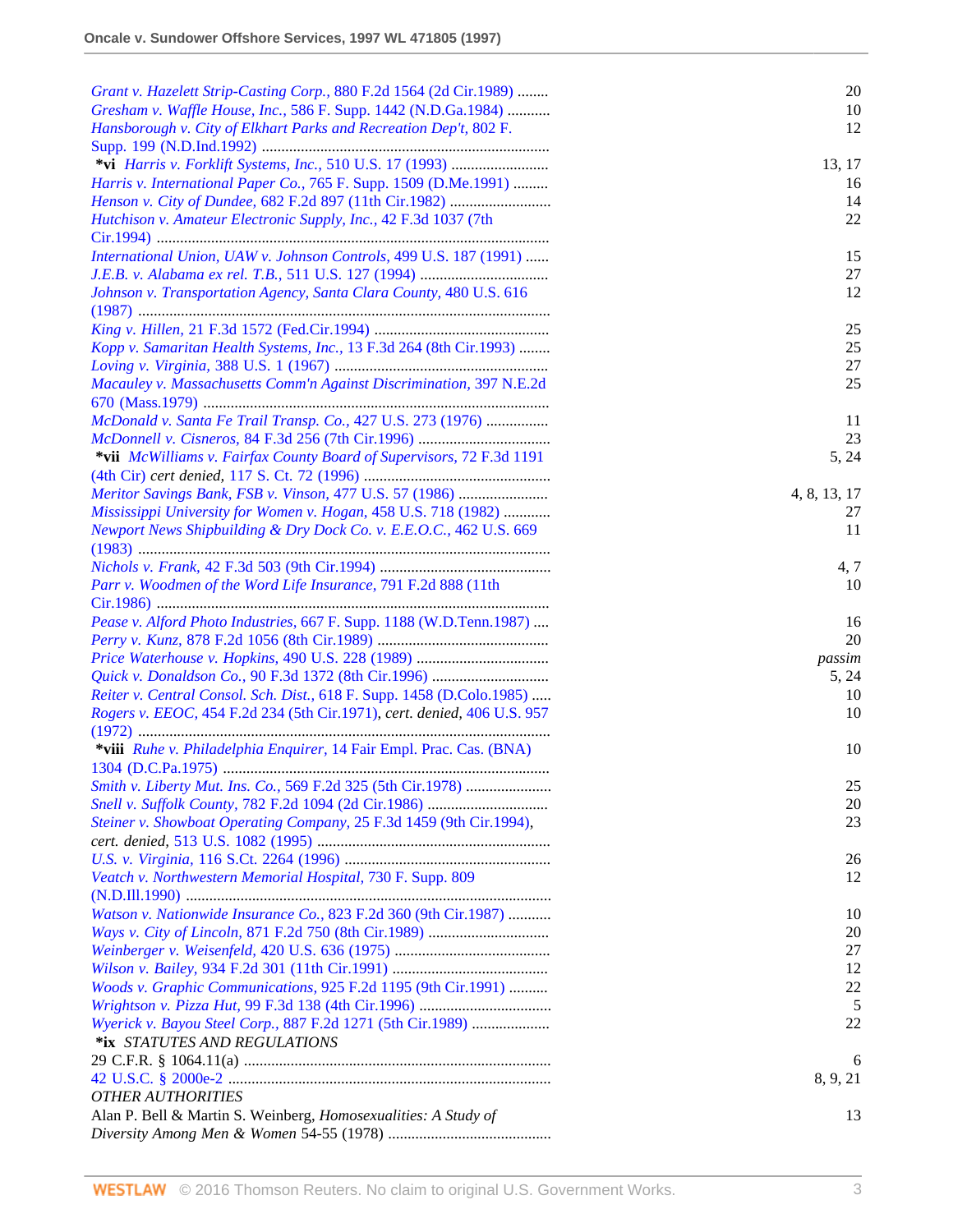| | |
|---|---|
| *Grant v. Hazelett Strip-Casting Corp.,* 880 F.2d 1564 (2d Cir.1989) | 20 |
| *Gresham v. Waffle House, Inc.,* 586 F. Supp. 1442 (N.D.Ga.1984) | 10 |
| *Hansborough v. City of Elkhart Parks and Recreation Dep't,* 802 F. Supp. 199 (N.D.Ind.1992) | 12 |
| **\*vi** *Harris v. Forklift Systems, Inc.,* 510 U.S. 17 (1993) | 13, 17 |
| *Harris v. International Paper Co.,* 765 F. Supp. 1509 (D.Me.1991) | 16 |
| *Henson v. City of Dundee,* 682 F.2d 897 (11th Cir.1982) | 14 |
| *Hutchison v. Amateur Electronic Supply, Inc.,* 42 F.3d 1037 (7th Cir.1994) | 22 |
| *International Union, UAW v. Johnson Controls,* 499 U.S. 187 (1991) | 15 |
| *J.E.B. v. Alabama ex rel. T.B.,* 511 U.S. 127 (1994) | 27 |
| *Johnson v. Transportation Agency, Santa Clara County,* 480 U.S. 616 (1987) | 12 |
| *King v. Hillen,* 21 F.3d 1572 (Fed.Cir.1994) | 25 |
| *Kopp v. Samaritan Health Systems, Inc.,* 13 F.3d 264 (8th Cir.1993) | 25 |
| *Loving v. Virginia,* 388 U.S. 1 (1967) | 27 |
| *Macauley v. Massachusetts Comm'n Against Discrimination,* 397 N.E.2d 670 (Mass.1979) | 25 |
| *McDonald v. Santa Fe Trail Transp. Co.,* 427 U.S. 273 (1976) | 11 |
| *McDonnell v. Cisneros,* 84 F.3d 256 (7th Cir.1996) | 23 |
| **\*vii** *McWilliams v. Fairfax County Board of Supervisors,* 72 F.3d 1191 (4th Cir) *cert denied,* 117 S. Ct. 72 (1996) | 5, 24 |
| *Meritor Savings Bank, FSB v. Vinson,* 477 U.S. 57 (1986) | 4, 8, 13, 17 |
| *Mississippi University for Women v. Hogan,* 458 U.S. 718 (1982) | 27 |
| *Newport News Shipbuilding & Dry Dock Co. v. E.E.O.C.,* 462 U.S. 669 (1983) | 11 |
| *Nichols v. Frank,* 42 F.3d 503 (9th Cir.1994) | 4, 7 |
| *Parr v. Woodmen of the Word Life Insurance,* 791 F.2d 888 (11th Cir.1986) | 10 |
| *Pease v. Alford Photo Industries,* 667 F. Supp. 1188 (W.D.Tenn.1987) | 16 |
| *Perry v. Kunz,* 878 F.2d 1056 (8th Cir.1989) | 20 |
| *Price Waterhouse v. Hopkins,* 490 U.S. 228 (1989) | *passim* |
| *Quick v. Donaldson Co.,* 90 F.3d 1372 (8th Cir.1996) | 5, 24 |
| *Reiter v. Central Consol. Sch. Dist.,* 618 F. Supp. 1458 (D.Colo.1985) | 10 |
| *Rogers v. EEOC,* 454 F.2d 234 (5th Cir.1971), *cert. denied,* 406 U.S. 957 (1972) | 10 |
| **\*viii** *Ruhe v. Philadelphia Enquirer,* 14 Fair Empl. Prac. Cas. (BNA) 1304 (D.C.Pa.1975) | 10 |
| *Smith v. Liberty Mut. Ins. Co.,* 569 F.2d 325 (5th Cir.1978) | 25 |
| *Snell v. Suffolk County,* 782 F.2d 1094 (2d Cir.1986) | 20 |
| *Steiner v. Showboat Operating Company,* 25 F.3d 1459 (9th Cir.1994), *cert. denied,* 513 U.S. 1082 (1995) | 23 |
| *U.S. v. Virginia,* 116 S.Ct. 2264 (1996) | 26 |
| *Veatch v. Northwestern Memorial Hospital,* 730 F. Supp. 809 (N.D.Ill.1990) | 12 |
| *Watson v. Nationwide Insurance Co.,* 823 F.2d 360 (9th Cir.1987) | 10 |
| *Ways v. City of Lincoln,* 871 F.2d 750 (8th Cir.1989) | 20 |
| *Weinberger v. Weisenfeld,* 420 U.S. 636 (1975) | 27 |
| *Wilson v. Bailey,* 934 F.2d 301 (11th Cir.1991) | 12 |
| *Woods v. Graphic Communications,* 925 F.2d 1195 (9th Cir.1991) | 22 |
| *Wrightson v. Pizza Hut,* 99 F.3d 138 (4th Cir.1996) | 5 |
| *Wyerick v. Bayou Steel Corp.,* 887 F.2d 1271 (5th Cir.1989) | 22 |
| **\*ix** *STATUTES AND REGULATIONS* | |
| 29 C.F.R. § 1064.11(a) | 6 |
| 42 U.S.C. § 2000e-2 | 8, 9, 21 |
| *OTHER AUTHORITIES* | |
| Alan P. Bell & Martin S. Weinberg, *Homosexualities: A Study of Diversity Among Men & Women* 54-55 (1978) | 13 |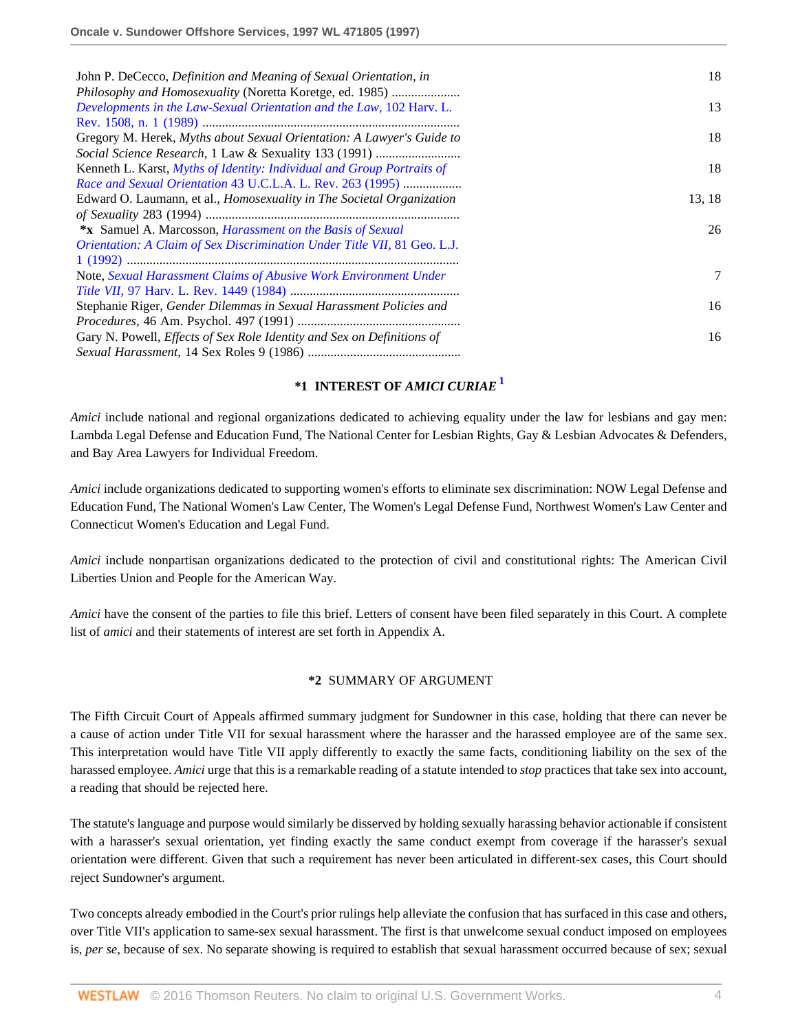| | |
|---|---|
| John P. DeCecco, *Definition and Meaning of Sexual Orientation, in Philosophy and Homosexuality* (Noretta Koretge, ed. 1985) ..................... | 18 |
| *Developments in the Law-Sexual Orientation and the Law,* 102 Harv. L. Rev. 1508, n. 1 (1989) .............................................................................. | 13 |
| Gregory M. Herek, *Myths about Sexual Orientation: A Lawyer's Guide to Social Science Research,* 1 Law & Sexuality 133 (1991) .......................... | 18 |
| Kenneth L. Karst, *Myths of Identity: Individual and Group Portraits of Race and Sexual Orientation* 43 U.C.L.A. L. Rev. 263 (1995) .................. | 18 |
| Edward O. Laumann, et al., *Homosexuality in The Societal Organization of Sexuality* 283 (1994) ............................................................................. | 13, 18 |
| **\*x** Samuel A. Marcosson, *Harassment on the Basis of Sexual Orientation: A Claim of Sex Discrimination Under Title VII,* 81 Geo. L.J. 1 (1992) .................................................................................................. | 26 |
| Note, *Sexual Harassment Claims of Abusive Work Environment Under Title VII,* 97 Harv. L. Rev. 1449 (1984) ................................................... | 7 |
| Stephanie Riger, *Gender Dilemmas in Sexual Harassment Policies and Procedures,* 46 Am. Psychol. 497 (1991) ................................................. | 16 |
| Gary N. Powell, *Effects of Sex Role Identity and Sex on Definitions of Sexual Harassment,* 14 Sex Roles 9 (1986) ............................................... | 16 |

## \*1 INTEREST OF *AMICI CURIAE* [1]

*Amici* include national and regional organizations dedicated to achieving equality under the law for lesbians and gay men: Lambda Legal Defense and Education Fund, The National Center for Lesbian Rights, Gay & Lesbian Advocates & Defenders, and Bay Area Lawyers for Individual Freedom.

*Amici* include organizations dedicated to supporting women's efforts to eliminate sex discrimination: NOW Legal Defense and Education Fund, The National Women's Law Center, The Women's Legal Defense Fund, Northwest Women's Law Center and Connecticut Women's Education and Legal Fund.

*Amici* include nonpartisan organizations dedicated to the protection of civil and constitutional rights: The American Civil Liberties Union and People for the American Way.

*Amici* have the consent of the parties to file this brief. Letters of consent have been filed separately in this Court. A complete list of *amici* and their statements of interest are set forth in Appendix A.

## \*2 SUMMARY OF ARGUMENT

The Fifth Circuit Court of Appeals affirmed summary judgment for Sundowner in this case, holding that there can never be a cause of action under Title VII for sexual harassment where the harasser and the harassed employee are of the same sex. This interpretation would have Title VII apply differently to exactly the same facts, conditioning liability on the sex of the harassed employee. *Amici* urge that this is a remarkable reading of a statute intended to *stop* practices that take sex into account, a reading that should be rejected here.

The statute's language and purpose would similarly be disserved by holding sexually harassing behavior actionable if consistent with a harasser's sexual orientation, yet finding exactly the same conduct exempt from coverage if the harasser's sexual orientation were different. Given that such a requirement has never been articulated in different-sex cases, this Court should reject Sundowner's argument.

Two concepts already embodied in the Court's prior rulings help alleviate the confusion that has surfaced in this case and others, over Title VII's application to same-sex sexual harassment. The first is that unwelcome sexual conduct imposed on employees is, *per se,* because of sex. No separate showing is required to establish that sexual harassment occurred because of sex; sexual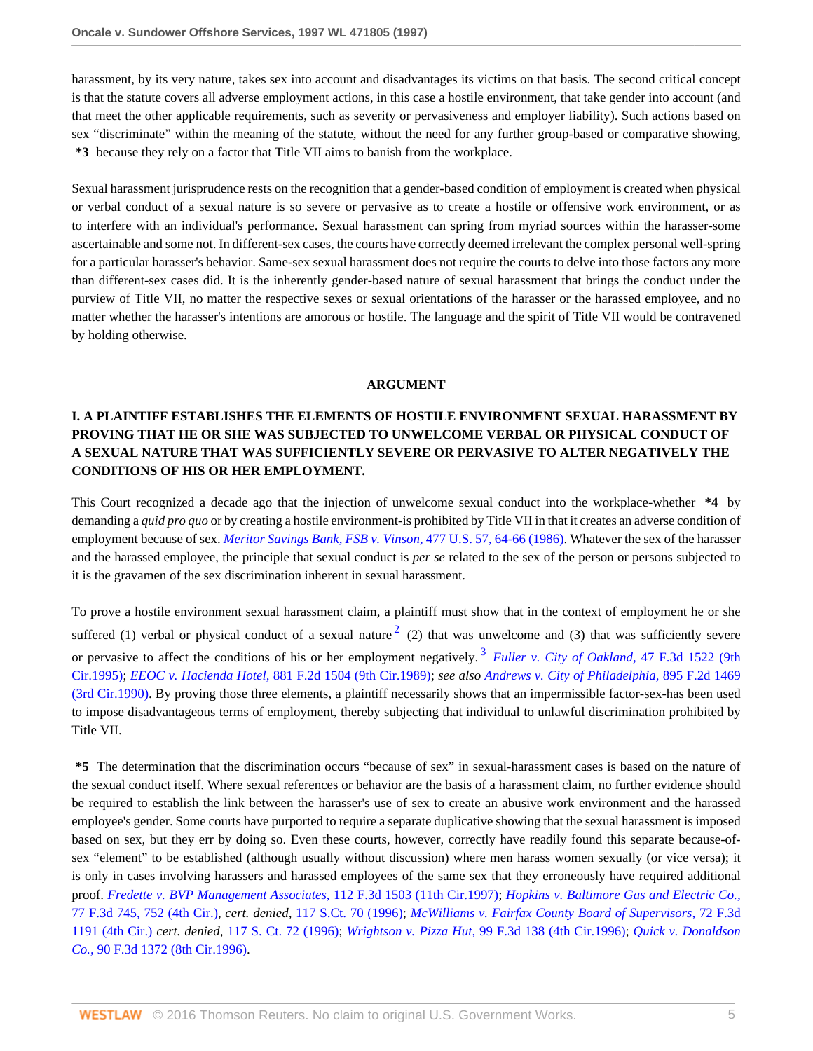harassment, by its very nature, takes sex into account and disadvantages its victims on that basis. The second critical concept is that the statute covers all adverse employment actions, in this case a hostile environment, that take gender into account (and that meet the other applicable requirements, such as severity or pervasiveness and employer liability). Such actions based on sex "discriminate" within the meaning of the statute, without the need for any further group-based or comparative showing, **\*3** because they rely on a factor that Title VII aims to banish from the workplace.

Sexual harassment jurisprudence rests on the recognition that a gender-based condition of employment is created when physical or verbal conduct of a sexual nature is so severe or pervasive as to create a hostile or offensive work environment, or as to interfere with an individual's performance. Sexual harassment can spring from myriad sources within the harasser-some ascertainable and some not. In different-sex cases, the courts have correctly deemed irrelevant the complex personal well-spring for a particular harasser's behavior. Same-sex sexual harassment does not require the courts to delve into those factors any more than different-sex cases did. It is the inherently gender-based nature of sexual harassment that brings the conduct under the purview of Title VII, no matter the respective sexes or sexual orientations of the harasser or the harassed employee, and no matter whether the harasser's intentions are amorous or hostile. The language and the spirit of Title VII would be contravened by holding otherwise.

## ARGUMENT

### I. A PLAINTIFF ESTABLISHES THE ELEMENTS OF HOSTILE ENVIRONMENT SEXUAL HARASSMENT BY PROVING THAT HE OR SHE WAS SUBJECTED TO UNWELCOME VERBAL OR PHYSICAL CONDUCT OF A SEXUAL NATURE THAT WAS SUFFICIENTLY SEVERE OR PERVASIVE TO ALTER NEGATIVELY THE CONDITIONS OF HIS OR HER EMPLOYMENT.

This Court recognized a decade ago that the injection of unwelcome sexual conduct into the workplace-whether **\*4** by demanding a *quid pro quo* or by creating a hostile environment-is prohibited by Title VII in that it creates an adverse condition of employment because of sex. *Meritor Savings Bank, FSB v. Vinson,* 477 U.S. 57, 64-66 (1986). Whatever the sex of the harasser and the harassed employee, the principle that sexual conduct is *per se* related to the sex of the person or persons subjected to it is the gravamen of the sex discrimination inherent in sexual harassment.

To prove a hostile environment sexual harassment claim, a plaintiff must show that in the context of employment he or she suffered (1) verbal or physical conduct of a sexual nature [2] (2) that was unwelcome and (3) that was sufficiently severe or pervasive to affect the conditions of his or her employment negatively. [3] *Fuller v. City of Oakland,* 47 F.3d 1522 (9th Cir.1995); *EEOC v. Hacienda Hotel,* 881 F.2d 1504 (9th Cir.1989); *see also Andrews v. City of Philadelphia,* 895 F.2d 1469 (3rd Cir.1990). By proving those three elements, a plaintiff necessarily shows that an impermissible factor-sex-has been used to impose disadvantageous terms of employment, thereby subjecting that individual to unlawful discrimination prohibited by Title VII.

**\*5** The determination that the discrimination occurs "because of sex" in sexual-harassment cases is based on the nature of the sexual conduct itself. Where sexual references or behavior are the basis of a harassment claim, no further evidence should be required to establish the link between the harasser's use of sex to create an abusive work environment and the harassed employee's gender. Some courts have purported to require a separate duplicative showing that the sexual harassment is imposed based on sex, but they err by doing so. Even these courts, however, correctly have readily found this separate because-of-sex "element" to be established (although usually without discussion) where men harass women sexually (or vice versa); it is only in cases involving harassers and harassed employees of the same sex that they erroneously have required additional proof. *Fredette v. BVP Management Associates,* 112 F.3d 1503 (11th Cir.1997); *Hopkins v. Baltimore Gas and Electric Co.,* 77 F.3d 745, 752 (4th Cir.), *cert. denied,* 117 S.Ct. 70 (1996); *McWilliams v. Fairfax County Board of Supervisors,* 72 F.3d 1191 (4th Cir.) *cert. denied,* 117 S. Ct. 72 (1996); *Wrightson v. Pizza Hut,* 99 F.3d 138 (4th Cir.1996); *Quick v. Donaldson Co.,* 90 F.3d 1372 (8th Cir.1996).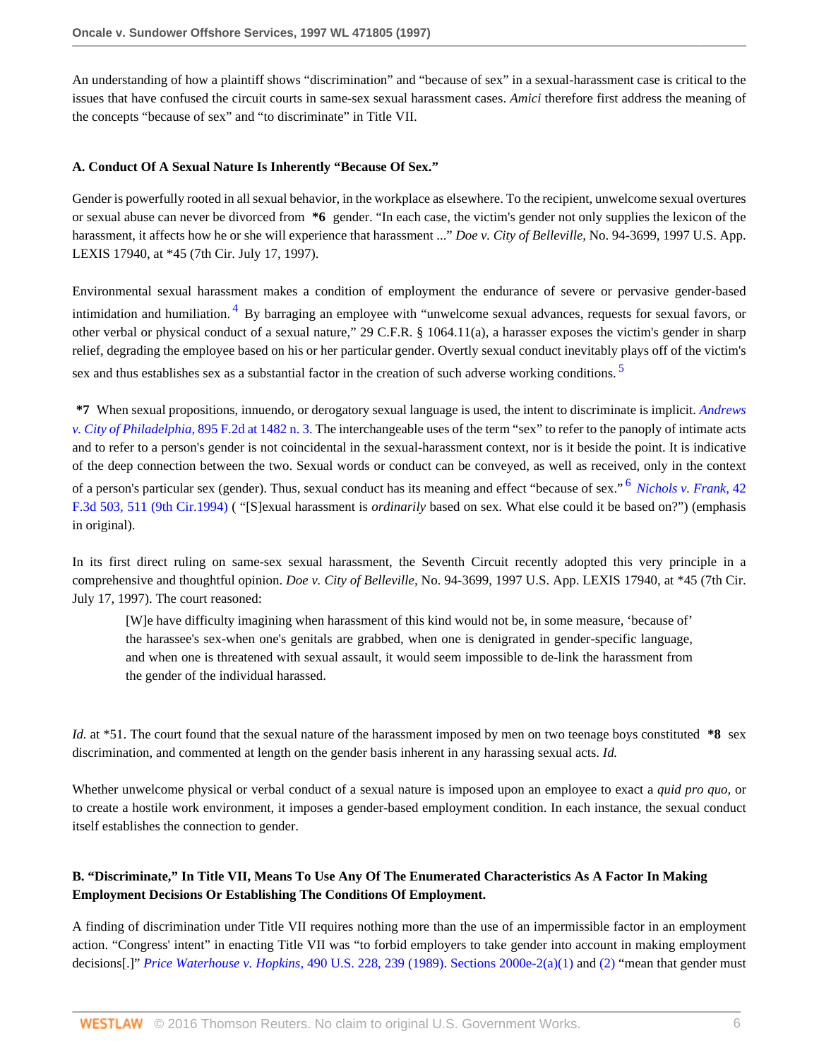An understanding of how a plaintiff shows "discrimination" and "because of sex" in a sexual-harassment case is critical to the issues that have confused the circuit courts in same-sex sexual harassment cases. *Amici* therefore first address the meaning of the concepts "because of sex" and "to discriminate" in Title VII.

### A. Conduct Of A Sexual Nature Is Inherently "Because Of Sex."

Gender is powerfully rooted in all sexual behavior, in the workplace as elsewhere. To the recipient, unwelcome sexual overtures or sexual abuse can never be divorced from **\*6** gender. "In each case, the victim's gender not only supplies the lexicon of the harassment, it affects how he or she will experience that harassment ..." *Doe v. City of Belleville,* No. 94-3699, 1997 U.S. App. LEXIS 17940, at \*45 (7th Cir. July 17, 1997).

Environmental sexual harassment makes a condition of employment the endurance of severe or pervasive gender-based intimidation and humiliation.[4] By barraging an employee with "unwelcome sexual advances, requests for sexual favors, or other verbal or physical conduct of a sexual nature," 29 C.F.R. § 1064.11(a), a harasser exposes the victim's gender in sharp relief, degrading the employee based on his or her particular gender. Overtly sexual conduct inevitably plays off of the victim's sex and thus establishes sex as a substantial factor in the creation of such adverse working conditions.[5]

**\*7** When sexual propositions, innuendo, or derogatory sexual language is used, the intent to discriminate is implicit. *Andrews v. City of Philadelphia,* 895 F.2d at 1482 n. 3. The interchangeable uses of the term "sex" to refer to the panoply of intimate acts and to refer to a person's gender is not coincidental in the sexual-harassment context, nor is it beside the point. It is indicative of the deep connection between the two. Sexual words or conduct can be conveyed, as well as received, only in the context of a person's particular sex (gender). Thus, sexual conduct has its meaning and effect "because of sex."[6] *Nichols v. Frank,* 42 F.3d 503, 511 (9th Cir.1994) ( "[S]exual harassment is *ordinarily* based on sex. What else could it be based on?") (emphasis in original).

In its first direct ruling on same-sex sexual harassment, the Seventh Circuit recently adopted this very principle in a comprehensive and thoughtful opinion. *Doe v. City of Belleville,* No. 94-3699, 1997 U.S. App. LEXIS 17940, at \*45 (7th Cir. July 17, 1997). The court reasoned:

> [W]e have difficulty imagining when harassment of this kind would not be, in some measure, 'because of' the harassee's sex-when one's genitals are grabbed, when one is denigrated in gender-specific language, and when one is threatened with sexual assault, it would seem impossible to de-link the harassment from the gender of the individual harassed.

*Id.* at \*51. The court found that the sexual nature of the harassment imposed by men on two teenage boys constituted **\*8** sex discrimination, and commented at length on the gender basis inherent in any harassing sexual acts. *Id.*

Whether unwelcome physical or verbal conduct of a sexual nature is imposed upon an employee to exact a *quid pro quo,* or to create a hostile work environment, it imposes a gender-based employment condition. In each instance, the sexual conduct itself establishes the connection to gender.

### B. "Discriminate," In Title VII, Means To Use Any Of The Enumerated Characteristics As A Factor In Making Employment Decisions Or Establishing The Conditions Of Employment.

A finding of discrimination under Title VII requires nothing more than the use of an impermissible factor in an employment action. "Congress' intent" in enacting Title VII was "to forbid employers to take gender into account in making employment decisions[.]" *Price Waterhouse v. Hopkins,* 490 U.S. 228, 239 (1989). Sections 2000e-2(a)(1) and (2) "mean that gender must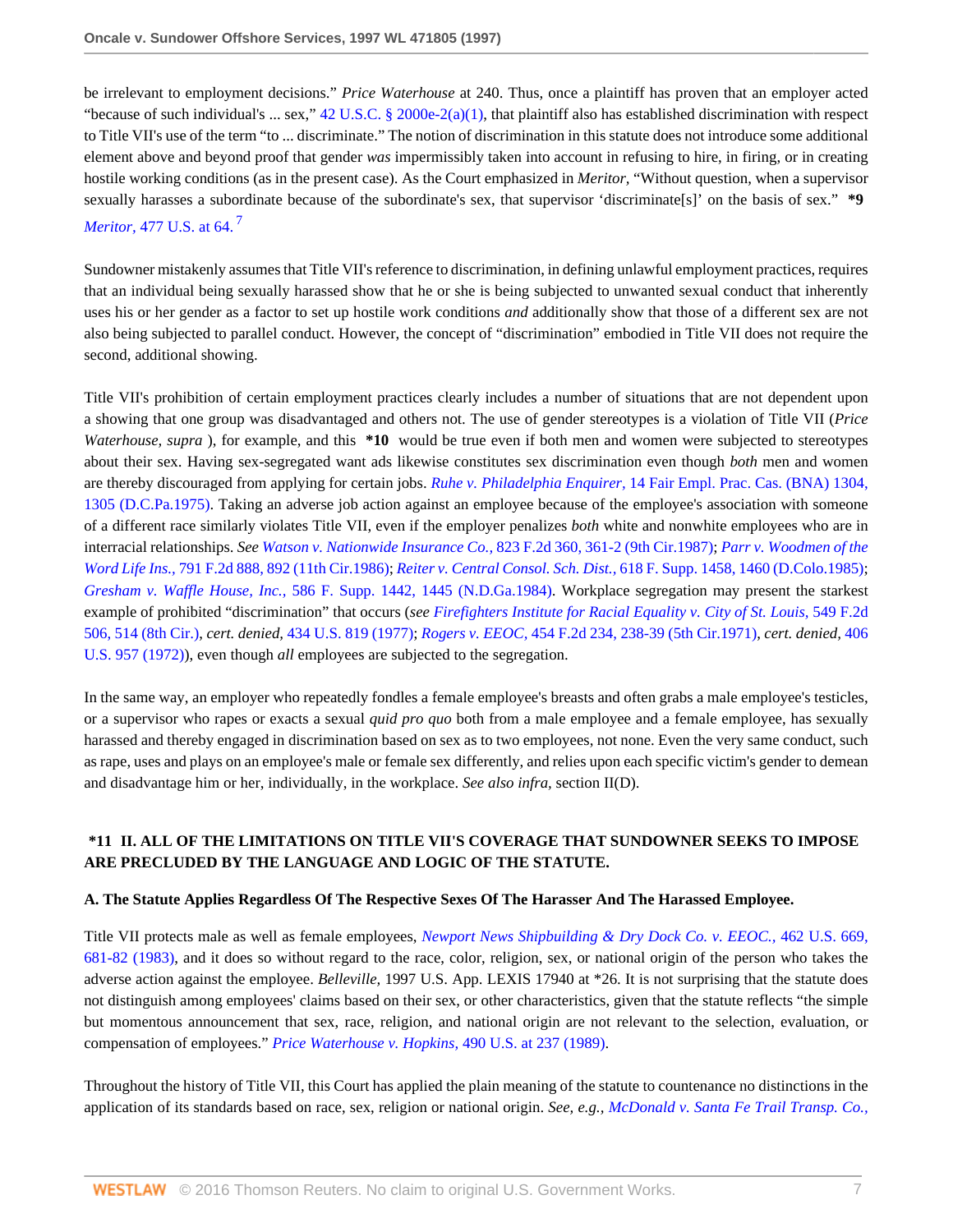be irrelevant to employment decisions." *Price Waterhouse* at 240. Thus, once a plaintiff has proven that an employer acted "because of such individual's ... sex," 42 U.S.C. § 2000e-2(a)(1), that plaintiff also has established discrimination with respect to Title VII's use of the term "to ... discriminate." The notion of discrimination in this statute does not introduce some additional element above and beyond proof that gender *was* impermissibly taken into account in refusing to hire, in firing, or in creating hostile working conditions (as in the present case). As the Court emphasized in *Meritor,* "Without question, when a supervisor sexually harasses a subordinate because of the subordinate's sex, that supervisor 'discriminate[s]' on the basis of sex." **\*9** *Meritor,* 477 U.S. at 64.[7]

Sundowner mistakenly assumes that Title VII's reference to discrimination, in defining unlawful employment practices, requires that an individual being sexually harassed show that he or she is being subjected to unwanted sexual conduct that inherently uses his or her gender as a factor to set up hostile work conditions *and* additionally show that those of a different sex are not also being subjected to parallel conduct. However, the concept of "discrimination" embodied in Title VII does not require the second, additional showing.

Title VII's prohibition of certain employment practices clearly includes a number of situations that are not dependent upon a showing that one group was disadvantaged and others not. The use of gender stereotypes is a violation of Title VII (*Price Waterhouse, supra* ), for example, and this **\*10** would be true even if both men and women were subjected to stereotypes about their sex. Having sex-segregated want ads likewise constitutes sex discrimination even though *both* men and women are thereby discouraged from applying for certain jobs. *Ruhe v. Philadelphia Enquirer,* 14 Fair Empl. Prac. Cas. (BNA) 1304, 1305 (D.C.Pa.1975). Taking an adverse job action against an employee because of the employee's association with someone of a different race similarly violates Title VII, even if the employer penalizes *both* white and nonwhite employees who are in interracial relationships. *See Watson v. Nationwide Insurance Co.,* 823 F.2d 360, 361-2 (9th Cir.1987); *Parr v. Woodmen of the Word Life Ins.,* 791 F.2d 888, 892 (11th Cir.1986); *Reiter v. Central Consol. Sch. Dist.,* 618 F. Supp. 1458, 1460 (D.Colo.1985); *Gresham v. Waffle House, Inc.,* 586 F. Supp. 1442, 1445 (N.D.Ga.1984). Workplace segregation may present the starkest example of prohibited "discrimination" that occurs (*see Firefighters Institute for Racial Equality v. City of St. Louis,* 549 F.2d 506, 514 (8th Cir.), *cert. denied,* 434 U.S. 819 (1977); *Rogers v. EEOC,* 454 F.2d 234, 238-39 (5th Cir.1971), *cert. denied,* 406 U.S. 957 (1972)), even though *all* employees are subjected to the segregation.

In the same way, an employer who repeatedly fondles a female employee's breasts and often grabs a male employee's testicles, or a supervisor who rapes or exacts a sexual *quid pro quo* both from a male employee and a female employee, has sexually harassed and thereby engaged in discrimination based on sex as to two employees, not none. Even the very same conduct, such as rape, uses and plays on an employee's male or female sex differently, and relies upon each specific victim's gender to demean and disadvantage him or her, individually, in the workplace. *See also infra,* section II(D).

## \*11 II. ALL OF THE LIMITATIONS ON TITLE VII'S COVERAGE THAT SUNDOWNER SEEKS TO IMPOSE ARE PRECLUDED BY THE LANGUAGE AND LOGIC OF THE STATUTE.

### A. The Statute Applies Regardless Of The Respective Sexes Of The Harasser And The Harassed Employee.

Title VII protects male as well as female employees, *Newport News Shipbuilding & Dry Dock Co. v. EEOC.,* 462 U.S. 669, 681-82 (1983), and it does so without regard to the race, color, religion, sex, or national origin of the person who takes the adverse action against the employee. *Belleville,* 1997 U.S. App. LEXIS 17940 at \*26. It is not surprising that the statute does not distinguish among employees' claims based on their sex, or other characteristics, given that the statute reflects "the simple but momentous announcement that sex, race, religion, and national origin are not relevant to the selection, evaluation, or compensation of employees." *Price Waterhouse v. Hopkins,* 490 U.S. at 237 (1989).

Throughout the history of Title VII, this Court has applied the plain meaning of the statute to countenance no distinctions in the application of its standards based on race, sex, religion or national origin. *See, e.g., McDonald v. Santa Fe Trail Transp. Co.,*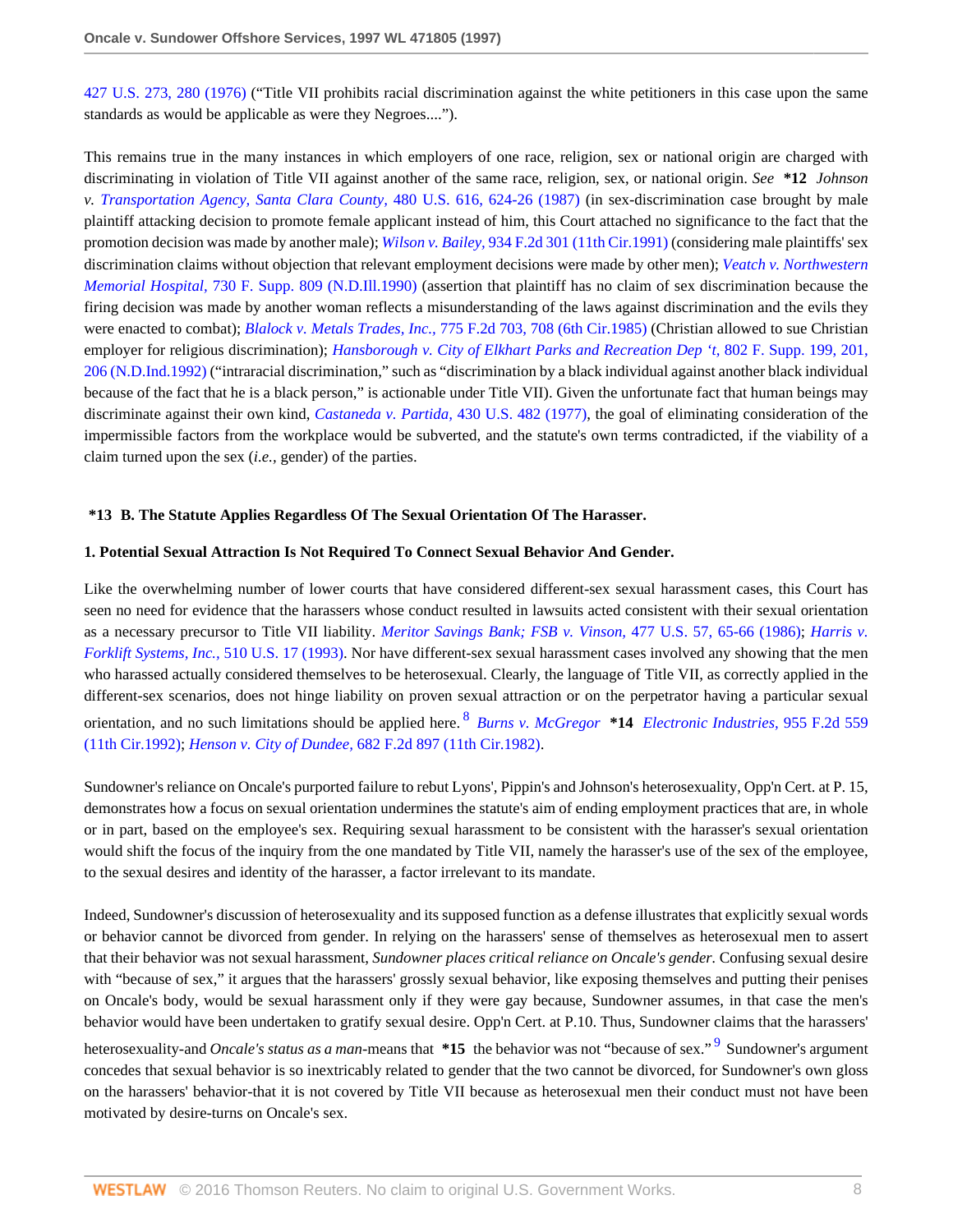427 U.S. 273, 280 (1976) ("Title VII prohibits racial discrimination against the white petitioners in this case upon the same standards as would be applicable as were they Negroes....").

This remains true in the many instances in which employers of one race, religion, sex or national origin are charged with discriminating in violation of Title VII against another of the same race, religion, sex, or national origin. *See* **\*12** *Johnson v. Transportation Agency, Santa Clara County,* 480 U.S. 616, 624-26 (1987) (in sex-discrimination case brought by male plaintiff attacking decision to promote female applicant instead of him, this Court attached no significance to the fact that the promotion decision was made by another male); *Wilson v. Bailey,* 934 F.2d 301 (11th Cir.1991) (considering male plaintiffs' sex discrimination claims without objection that relevant employment decisions were made by other men); *Veatch v. Northwestern Memorial Hospital,* 730 F. Supp. 809 (N.D.Ill.1990) (assertion that plaintiff has no claim of sex discrimination because the firing decision was made by another woman reflects a misunderstanding of the laws against discrimination and the evils they were enacted to combat); *Blalock v. Metals Trades, Inc.,* 775 F.2d 703, 708 (6th Cir.1985) (Christian allowed to sue Christian employer for religious discrimination); *Hansborough v. City of Elkhart Parks and Recreation Dep 't,* 802 F. Supp. 199, 201, 206 (N.D.Ind.1992) ("intraracial discrimination," such as "discrimination by a black individual against another black individual because of the fact that he is a black person," is actionable under Title VII). Given the unfortunate fact that human beings may discriminate against their own kind, *Castaneda v. Partida,* 430 U.S. 482 (1977), the goal of eliminating consideration of the impermissible factors from the workplace would be subverted, and the statute's own terms contradicted, if the viability of a claim turned upon the sex (*i.e.*, gender) of the parties.

### \*13 B. The Statute Applies Regardless Of The Sexual Orientation Of The Harasser.

#### 1. Potential Sexual Attraction Is Not Required To Connect Sexual Behavior And Gender.

Like the overwhelming number of lower courts that have considered different-sex sexual harassment cases, this Court has seen no need for evidence that the harassers whose conduct resulted in lawsuits acted consistent with their sexual orientation as a necessary precursor to Title VII liability. *Meritor Savings Bank; FSB v. Vinson,* 477 U.S. 57, 65-66 (1986); *Harris v. Forklift Systems, Inc.,* 510 U.S. 17 (1993). Nor have different-sex sexual harassment cases involved any showing that the men who harassed actually considered themselves to be heterosexual. Clearly, the language of Title VII, as correctly applied in the different-sex scenarios, does not hinge liability on proven sexual attraction or on the perpetrator having a particular sexual orientation, and no such limitations should be applied here.[8] *Burns v. McGregor* **\*14** *Electronic Industries,* 955 F.2d 559 (11th Cir.1992); *Henson v. City of Dundee,* 682 F.2d 897 (11th Cir.1982).

Sundowner's reliance on Oncale's purported failure to rebut Lyons', Pippin's and Johnson's heterosexuality, Opp'n Cert. at P. 15, demonstrates how a focus on sexual orientation undermines the statute's aim of ending employment practices that are, in whole or in part, based on the employee's sex. Requiring sexual harassment to be consistent with the harasser's sexual orientation would shift the focus of the inquiry from the one mandated by Title VII, namely the harasser's use of the sex of the employee, to the sexual desires and identity of the harasser, a factor irrelevant to its mandate.

Indeed, Sundowner's discussion of heterosexuality and its supposed function as a defense illustrates that explicitly sexual words or behavior cannot be divorced from gender. In relying on the harassers' sense of themselves as heterosexual men to assert that their behavior was not sexual harassment, *Sundowner places critical reliance on Oncale's gender.* Confusing sexual desire with "because of sex," it argues that the harassers' grossly sexual behavior, like exposing themselves and putting their penises on Oncale's body, would be sexual harassment only if they were gay because, Sundowner assumes, in that case the men's behavior would have been undertaken to gratify sexual desire. Opp'n Cert. at P.10. Thus, Sundowner claims that the harassers' heterosexuality-and *Oncale's status as a man*-means that **\*15** the behavior was not "because of sex."[9] Sundowner's argument concedes that sexual behavior is so inextricably related to gender that the two cannot be divorced, for Sundowner's own gloss on the harassers' behavior-that it is not covered by Title VII because as heterosexual men their conduct must not have been motivated by desire-turns on Oncale's sex.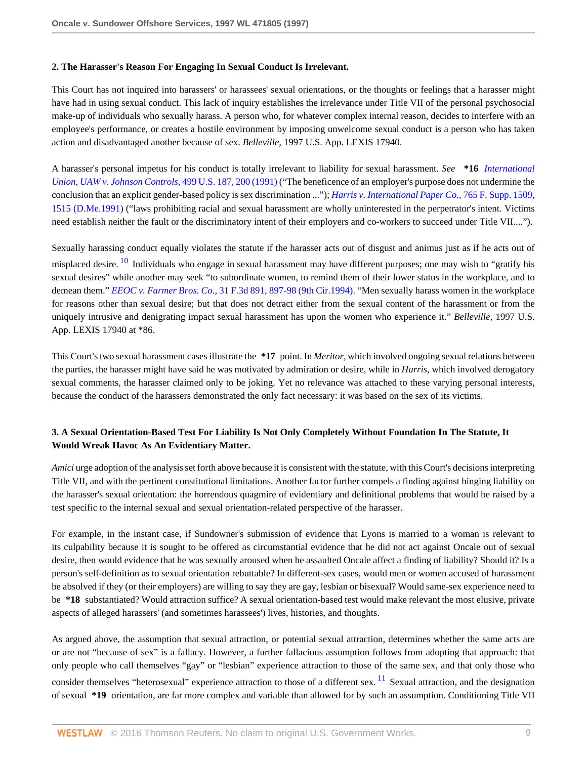**2. The Harasser's Reason For Engaging In Sexual Conduct Is Irrelevant.**

This Court has not inquired into harassers' or harassees' sexual orientations, or the thoughts or feelings that a harasser might have had in using sexual conduct. This lack of inquiry establishes the irrelevance under Title VII of the personal psychosocial make-up of individuals who sexually harass. A person who, for whatever complex internal reason, decides to interfere with an employee's performance, or creates a hostile environment by imposing unwelcome sexual conduct is a person who has taken action and disadvantaged another because of sex. *Belleville,* 1997 U.S. App. LEXIS 17940.

A harasser's personal impetus for his conduct is totally irrelevant to liability for sexual harassment. *See* **\*16** *International Union, UAW v. Johnson Controls,* 499 U.S. 187, 200 (1991) ("The beneficence of an employer's purpose does not undermine the conclusion that an explicit gender-based policy is sex discrimination ..."); *Harris v. International Paper Co.,* 765 F. Supp. 1509, 1515 (D.Me.1991) ("laws prohibiting racial and sexual harassment are wholly uninterested in the perpetrator's intent. Victims need establish neither the fault or the discriminatory intent of their employers and co-workers to succeed under Title VII....").

Sexually harassing conduct equally violates the statute if the harasser acts out of disgust and animus just as if he acts out of misplaced desire. [10] Individuals who engage in sexual harassment may have different purposes; one may wish to "gratify his sexual desires" while another may seek "to subordinate women, to remind them of their lower status in the workplace, and to demean them." *EEOC v. Farmer Bros. Co.,* 31 F.3d 891, 897-98 (9th Cir.1994). "Men sexually harass women in the workplace for reasons other than sexual desire; but that does not detract either from the sexual content of the harassment or from the uniquely intrusive and denigrating impact sexual harassment has upon the women who experience it." *Belleville,* 1997 U.S. App. LEXIS 17940 at \*86.

This Court's two sexual harassment cases illustrate the **\*17** point. In *Meritor,* which involved ongoing sexual relations between the parties, the harasser might have said he was motivated by admiration or desire, while in *Harris,* which involved derogatory sexual comments, the harasser claimed only to be joking. Yet no relevance was attached to these varying personal interests, because the conduct of the harassers demonstrated the only fact necessary: it was based on the sex of its victims.

**3. A Sexual Orientation-Based Test For Liability Is Not Only Completely Without Foundation In The Statute, It Would Wreak Havoc As An Evidentiary Matter.**

*Amici* urge adoption of the analysis set forth above because it is consistent with the statute, with this Court's decisions interpreting Title VII, and with the pertinent constitutional limitations. Another factor further compels a finding against hinging liability on the harasser's sexual orientation: the horrendous quagmire of evidentiary and definitional problems that would be raised by a test specific to the internal sexual and sexual orientation-related perspective of the harasser.

For example, in the instant case, if Sundowner's submission of evidence that Lyons is married to a woman is relevant to its culpability because it is sought to be offered as circumstantial evidence that he did not act against Oncale out of sexual desire, then would evidence that he was sexually aroused when he assaulted Oncale affect a finding of liability? Should it? Is a person's self-definition as to sexual orientation rebuttable? In different-sex cases, would men or women accused of harassment be absolved if they (or their employers) are willing to say they are gay, lesbian or bisexual? Would same-sex experience need to be **\*18** substantiated? Would attraction suffice? A sexual orientation-based test would make relevant the most elusive, private aspects of alleged harassers' (and sometimes harassees') lives, histories, and thoughts.

As argued above, the assumption that sexual attraction, or potential sexual attraction, determines whether the same acts are or are not "because of sex" is a fallacy. However, a further fallacious assumption follows from adopting that approach: that only people who call themselves "gay" or "lesbian" experience attraction to those of the same sex, and that only those who consider themselves "heterosexual" experience attraction to those of a different sex. [11] Sexual attraction, and the designation of sexual **\*19** orientation, are far more complex and variable than allowed for by such an assumption. Conditioning Title VII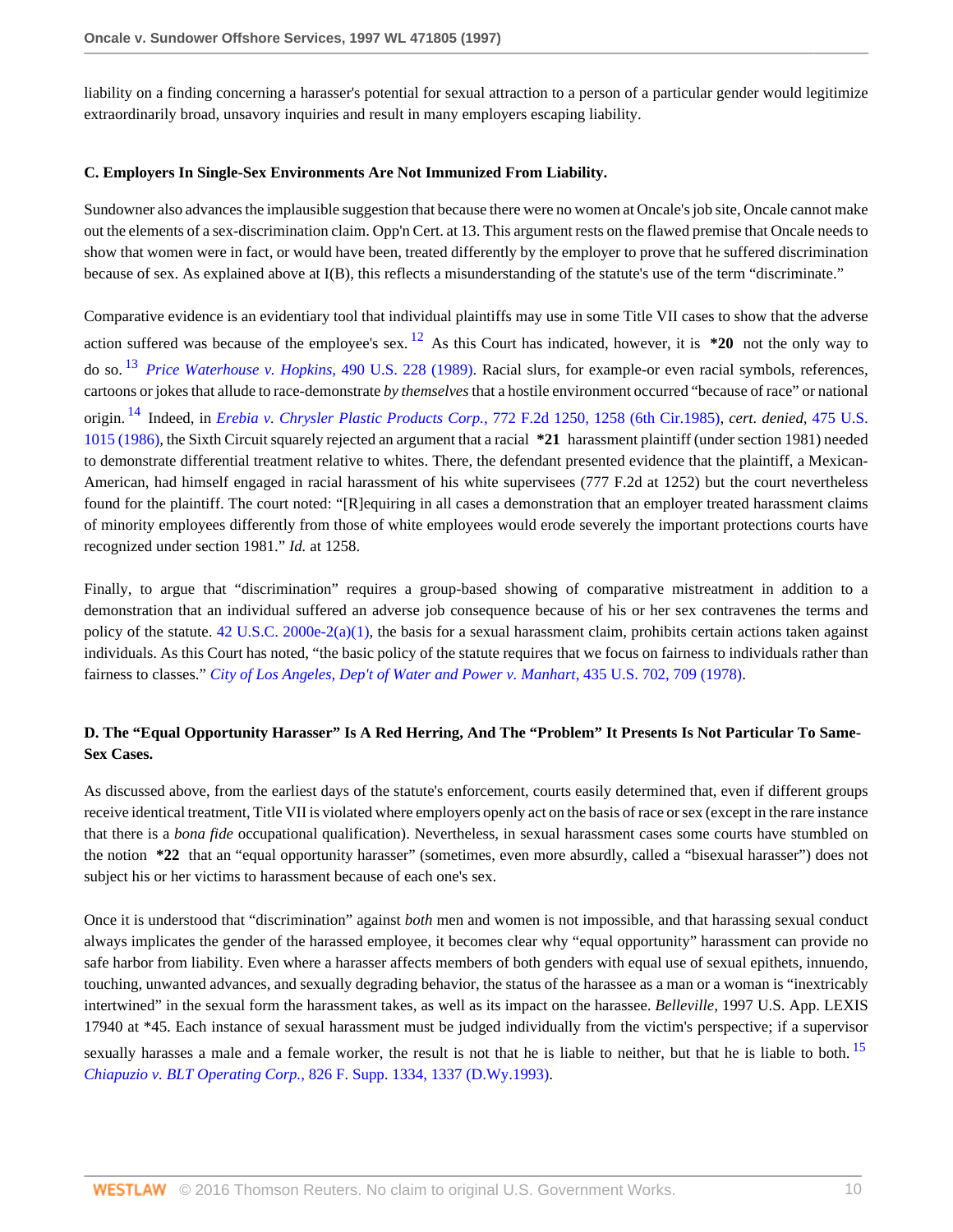liability on a finding concerning a harasser's potential for sexual attraction to a person of a particular gender would legitimize extraordinarily broad, unsavory inquiries and result in many employers escaping liability.

**C. Employers In Single-Sex Environments Are Not Immunized From Liability.**

Sundowner also advances the implausible suggestion that because there were no women at Oncale's job site, Oncale cannot make out the elements of a sex-discrimination claim. Opp'n Cert. at 13. This argument rests on the flawed premise that Oncale needs to show that women were in fact, or would have been, treated differently by the employer to prove that he suffered discrimination because of sex. As explained above at I(B), this reflects a misunderstanding of the statute's use of the term "discriminate."

Comparative evidence is an evidentiary tool that individual plaintiffs may use in some Title VII cases to show that the adverse action suffered was because of the employee's sex.[12] As this Court has indicated, however, it is **\*20** not the only way to do so.[13] *Price Waterhouse v. Hopkins,* 490 U.S. 228 (1989). Racial slurs, for example-or even racial symbols, references, cartoons or jokes that allude to race-demonstrate *by themselves* that a hostile environment occurred "because of race" or national origin.[14] Indeed, in *Erebia v. Chrysler Plastic Products Corp.,* 772 F.2d 1250, 1258 (6th Cir.1985), *cert. denied,* 475 U.S. 1015 (1986), the Sixth Circuit squarely rejected an argument that a racial **\*21** harassment plaintiff (under section 1981) needed to demonstrate differential treatment relative to whites. There, the defendant presented evidence that the plaintiff, a Mexican-American, had himself engaged in racial harassment of his white supervisees (777 F.2d at 1252) but the court nevertheless found for the plaintiff. The court noted: "[R]equiring in all cases a demonstration that an employer treated harassment claims of minority employees differently from those of white employees would erode severely the important protections courts have recognized under section 1981." *Id.* at 1258.

Finally, to argue that "discrimination" requires a group-based showing of comparative mistreatment in addition to a demonstration that an individual suffered an adverse job consequence because of his or her sex contravenes the terms and policy of the statute. 42 U.S.C. 2000e-2(a)(1), the basis for a sexual harassment claim, prohibits certain actions taken against individuals. As this Court has noted, "the basic policy of the statute requires that we focus on fairness to individuals rather than fairness to classes." *City of Los Angeles, Dep't of Water and Power v. Manhart,* 435 U.S. 702, 709 (1978).

**D. The "Equal Opportunity Harasser" Is A Red Herring, And The "Problem" It Presents Is Not Particular To Same-Sex Cases.**

As discussed above, from the earliest days of the statute's enforcement, courts easily determined that, even if different groups receive identical treatment, Title VII is violated where employers openly act on the basis of race or sex (except in the rare instance that there is a *bona fide* occupational qualification). Nevertheless, in sexual harassment cases some courts have stumbled on the notion **\*22** that an "equal opportunity harasser" (sometimes, even more absurdly, called a "bisexual harasser") does not subject his or her victims to harassment because of each one's sex.

Once it is understood that "discrimination" against *both* men and women is not impossible, and that harassing sexual conduct always implicates the gender of the harassed employee, it becomes clear why "equal opportunity" harassment can provide no safe harbor from liability. Even where a harasser affects members of both genders with equal use of sexual epithets, innuendo, touching, unwanted advances, and sexually degrading behavior, the status of the harassee as a man or a woman is "inextricably intertwined" in the sexual form the harassment takes, as well as its impact on the harassee. *Belleville,* 1997 U.S. App. LEXIS 17940 at \*45. Each instance of sexual harassment must be judged individually from the victim's perspective; if a supervisor sexually harasses a male and a female worker, the result is not that he is liable to neither, but that he is liable to both.[15] *Chiapuzio v. BLT Operating Corp.,* 826 F. Supp. 1334, 1337 (D.Wy.1993).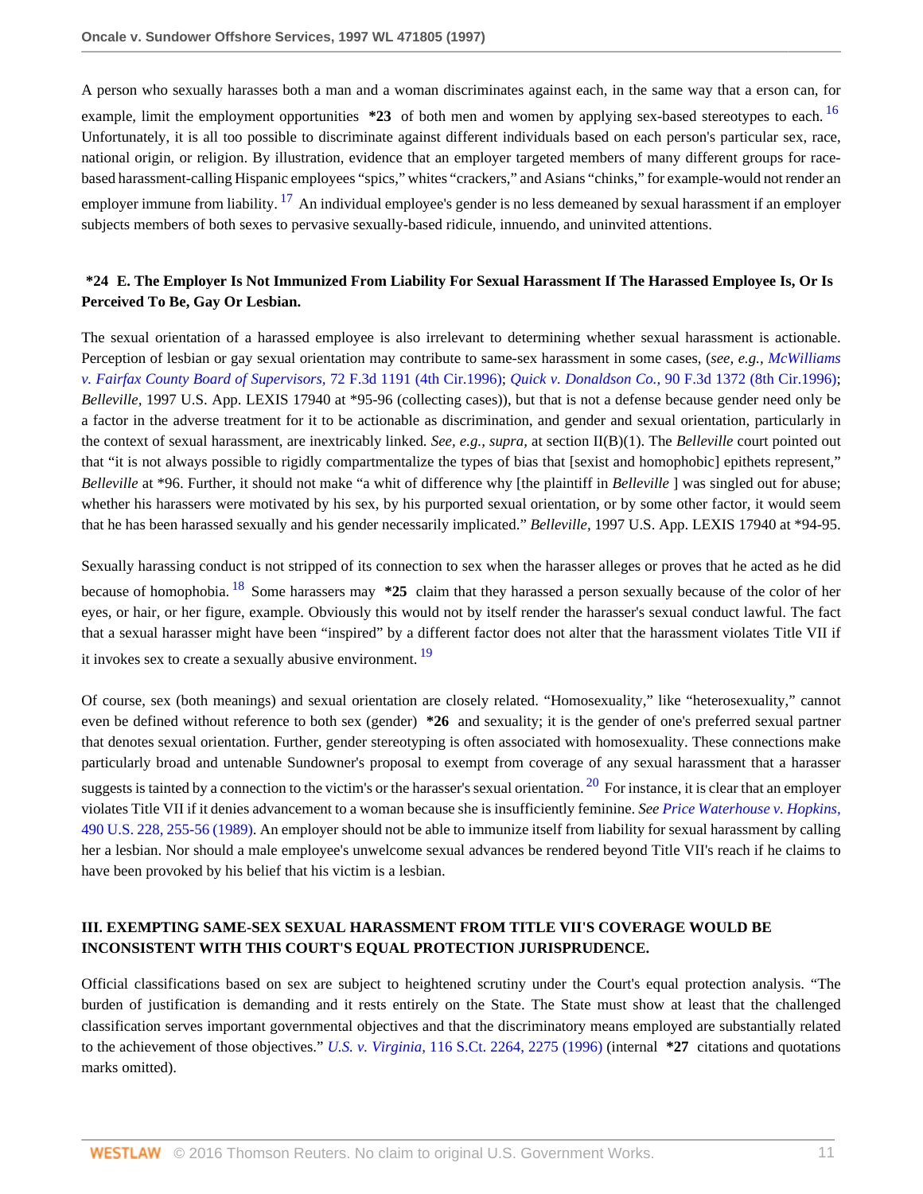A person who sexually harasses both a man and a woman discriminates against each, in the same way that a erson can, for example, limit the employment opportunities **\*23** of both men and women by applying sex-based stereotypes to each. [16] Unfortunately, it is all too possible to discriminate against different individuals based on each person's particular sex, race, national origin, or religion. By illustration, evidence that an employer targeted members of many different groups for race-based harassment-calling Hispanic employees "spics," whites "crackers," and Asians "chinks," for example-would not render an employer immune from liability. [17] An individual employee's gender is no less demeaned by sexual harassment if an employer subjects members of both sexes to pervasive sexually-based ridicule, innuendo, and uninvited attentions.

### **\*24** E. The Employer Is Not Immunized From Liability For Sexual Harassment If The Harassed Employee Is, Or Is Perceived To Be, Gay Or Lesbian.

The sexual orientation of a harassed employee is also irrelevant to determining whether sexual harassment is actionable. Perception of lesbian or gay sexual orientation may contribute to same-sex harassment in some cases, (*see, e.g., McWilliams v. Fairfax County Board of Supervisors,* 72 F.3d 1191 (4th Cir.1996); *Quick v. Donaldson Co.,* 90 F.3d 1372 (8th Cir.1996); *Belleville,* 1997 U.S. App. LEXIS 17940 at \*95-96 (collecting cases)), but that is not a defense because gender need only be a factor in the adverse treatment for it to be actionable as discrimination, and gender and sexual orientation, particularly in the context of sexual harassment, are inextricably linked. *See, e.g., supra,* at section II(B)(1). The *Belleville* court pointed out that "it is not always possible to rigidly compartmentalize the types of bias that [sexist and homophobic] epithets represent," *Belleville* at \*96. Further, it should not make "a whit of difference why [the plaintiff in *Belleville* ] was singled out for abuse; whether his harassers were motivated by his sex, by his purported sexual orientation, or by some other factor, it would seem that he has been harassed sexually and his gender necessarily implicated." *Belleville,* 1997 U.S. App. LEXIS 17940 at \*94-95.

Sexually harassing conduct is not stripped of its connection to sex when the harasser alleges or proves that he acted as he did because of homophobia. [18] Some harassers may **\*25** claim that they harassed a person sexually because of the color of her eyes, or hair, or her figure, example. Obviously this would not by itself render the harasser's sexual conduct lawful. The fact that a sexual harasser might have been "inspired" by a different factor does not alter that the harassment violates Title VII if it invokes sex to create a sexually abusive environment. [19]

Of course, sex (both meanings) and sexual orientation are closely related. "Homosexuality," like "heterosexuality," cannot even be defined without reference to both sex (gender) **\*26** and sexuality; it is the gender of one's preferred sexual partner that denotes sexual orientation. Further, gender stereotyping is often associated with homosexuality. These connections make particularly broad and untenable Sundowner's proposal to exempt from coverage of any sexual harassment that a harasser suggests is tainted by a connection to the victim's or the harasser's sexual orientation. [20] For instance, it is clear that an employer violates Title VII if it denies advancement to a woman because she is insufficiently feminine. *See Price Waterhouse v. Hopkins,* 490 U.S. 228, 255-56 (1989). An employer should not be able to immunize itself from liability for sexual harassment by calling her a lesbian. Nor should a male employee's unwelcome sexual advances be rendered beyond Title VII's reach if he claims to have been provoked by his belief that his victim is a lesbian.

## III. EXEMPTING SAME-SEX SEXUAL HARASSMENT FROM TITLE VII'S COVERAGE WOULD BE INCONSISTENT WITH THIS COURT'S EQUAL PROTECTION JURISPRUDENCE.

Official classifications based on sex are subject to heightened scrutiny under the Court's equal protection analysis. "The burden of justification is demanding and it rests entirely on the State. The State must show at least that the challenged classification serves important governmental objectives and that the discriminatory means employed are substantially related to the achievement of those objectives." *U.S. v. Virginia,* 116 S.Ct. 2264, 2275 (1996) (internal **\*27** citations and quotations marks omitted).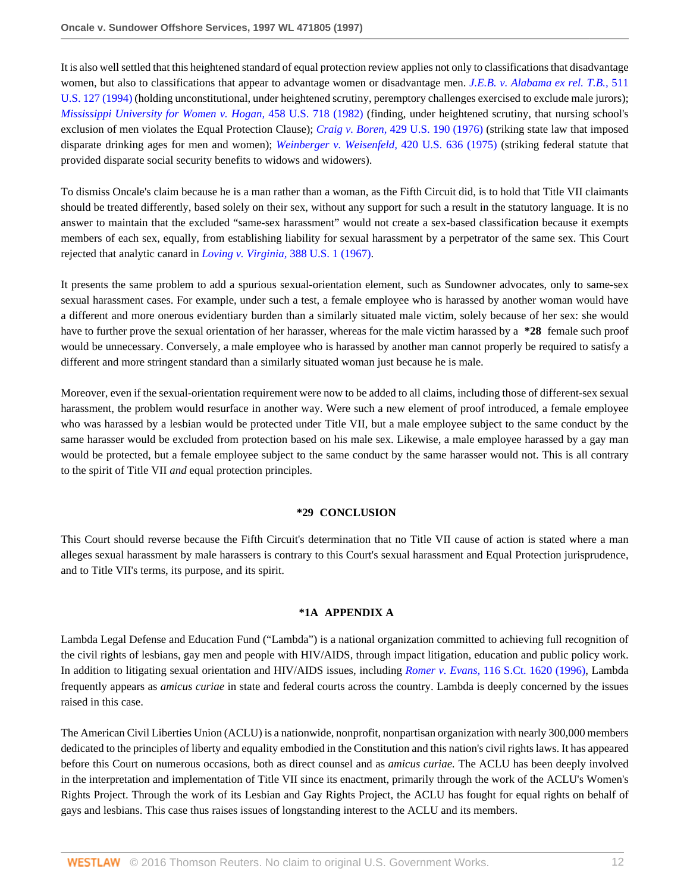It is also well settled that this heightened standard of equal protection review applies not only to classifications that disadvantage women, but also to classifications that appear to advantage women or disadvantage men. *J.E.B. v. Alabama ex rel. T.B.,* 511 U.S. 127 (1994) (holding unconstitutional, under heightened scrutiny, peremptory challenges exercised to exclude male jurors); *Mississippi University for Women v. Hogan,* 458 U.S. 718 (1982) (finding, under heightened scrutiny, that nursing school's exclusion of men violates the Equal Protection Clause); *Craig v. Boren,* 429 U.S. 190 (1976) (striking state law that imposed disparate drinking ages for men and women); *Weinberger v. Weisenfeld,* 420 U.S. 636 (1975) (striking federal statute that provided disparate social security benefits to widows and widowers).

To dismiss Oncale's claim because he is a man rather than a woman, as the Fifth Circuit did, is to hold that Title VII claimants should be treated differently, based solely on their sex, without any support for such a result in the statutory language. It is no answer to maintain that the excluded "same-sex harassment" would not create a sex-based classification because it exempts members of each sex, equally, from establishing liability for sexual harassment by a perpetrator of the same sex. This Court rejected that analytic canard in *Loving v. Virginia,* 388 U.S. 1 (1967).

It presents the same problem to add a spurious sexual-orientation element, such as Sundowner advocates, only to same-sex sexual harassment cases. For example, under such a test, a female employee who is harassed by another woman would have a different and more onerous evidentiary burden than a similarly situated male victim, solely because of her sex: she would have to further prove the sexual orientation of her harasser, whereas for the male victim harassed by a **\*28** female such proof would be unnecessary. Conversely, a male employee who is harassed by another man cannot properly be required to satisfy a different and more stringent standard than a similarly situated woman just because he is male.

Moreover, even if the sexual-orientation requirement were now to be added to all claims, including those of different-sex sexual harassment, the problem would resurface in another way. Were such a new element of proof introduced, a female employee who was harassed by a lesbian would be protected under Title VII, but a male employee subject to the same conduct by the same harasser would be excluded from protection based on his male sex. Likewise, a male employee harassed by a gay man would be protected, but a female employee subject to the same conduct by the same harasser would not. This is all contrary to the spirit of Title VII *and* equal protection principles.

## \*29 CONCLUSION

This Court should reverse because the Fifth Circuit's determination that no Title VII cause of action is stated where a man alleges sexual harassment by male harassers is contrary to this Court's sexual harassment and Equal Protection jurisprudence, and to Title VII's terms, its purpose, and its spirit.

## \*1A APPENDIX A

Lambda Legal Defense and Education Fund ("Lambda") is a national organization committed to achieving full recognition of the civil rights of lesbians, gay men and people with HIV/AIDS, through impact litigation, education and public policy work. In addition to litigating sexual orientation and HIV/AIDS issues, including *Romer v. Evans,* 116 S.Ct. 1620 (1996), Lambda frequently appears as *amicus curiae* in state and federal courts across the country. Lambda is deeply concerned by the issues raised in this case.

The American Civil Liberties Union (ACLU) is a nationwide, nonprofit, nonpartisan organization with nearly 300,000 members dedicated to the principles of liberty and equality embodied in the Constitution and this nation's civil rights laws. It has appeared before this Court on numerous occasions, both as direct counsel and as *amicus curiae.* The ACLU has been deeply involved in the interpretation and implementation of Title VII since its enactment, primarily through the work of the ACLU's Women's Rights Project. Through the work of its Lesbian and Gay Rights Project, the ACLU has fought for equal rights on behalf of gays and lesbians. This case thus raises issues of longstanding interest to the ACLU and its members.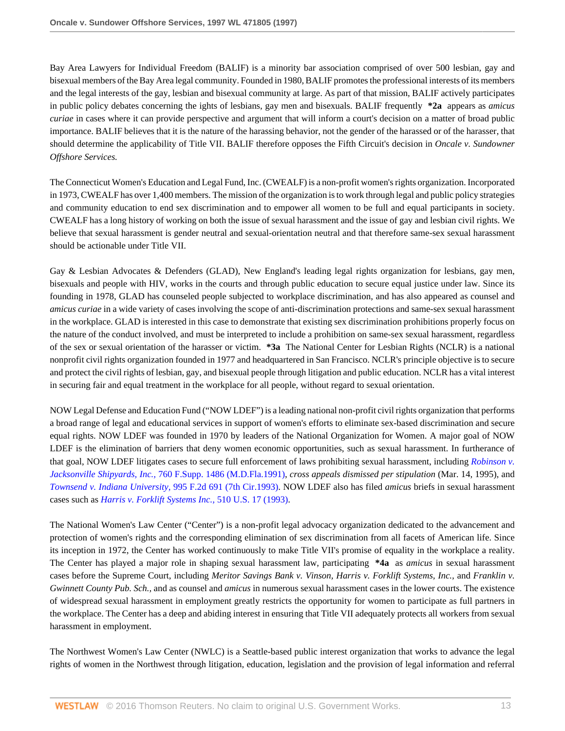Bay Area Lawyers for Individual Freedom (BALIF) is a minority bar association comprised of over 500 lesbian, gay and bisexual members of the Bay Area legal community. Founded in 1980, BALIF promotes the professional interests of its members and the legal interests of the gay, lesbian and bisexual community at large. As part of that mission, BALIF actively participates in public policy debates concerning the ights of lesbians, gay men and bisexuals. BALIF frequently **\*2a** appears as *amicus curiae* in cases where it can provide perspective and argument that will inform a court's decision on a matter of broad public importance. BALIF believes that it is the nature of the harassing behavior, not the gender of the harassed or of the harasser, that should determine the applicability of Title VII. BALIF therefore opposes the Fifth Circuit's decision in *Oncale v. Sundowner Offshore Services.*

The Connecticut Women's Education and Legal Fund, Inc. (CWEALF) is a non-profit women's rights organization. Incorporated in 1973, CWEALF has over 1,400 members. The mission of the organization is to work through legal and public policy strategies and community education to end sex discrimination and to empower all women to be full and equal participants in society. CWEALF has a long history of working on both the issue of sexual harassment and the issue of gay and lesbian civil rights. We believe that sexual harassment is gender neutral and sexual-orientation neutral and that therefore same-sex sexual harassment should be actionable under Title VII.

Gay & Lesbian Advocates & Defenders (GLAD), New England's leading legal rights organization for lesbians, gay men, bisexuals and people with HIV, works in the courts and through public education to secure equal justice under law. Since its founding in 1978, GLAD has counseled people subjected to workplace discrimination, and has also appeared as counsel and *amicus curiae* in a wide variety of cases involving the scope of anti-discrimination protections and same-sex sexual harassment in the workplace. GLAD is interested in this case to demonstrate that existing sex discrimination prohibitions properly focus on the nature of the conduct involved, and must be interpreted to include a prohibition on same-sex sexual harassment, regardless of the sex or sexual orientation of the harasser or victim. **\*3a** The National Center for Lesbian Rights (NCLR) is a national nonprofit civil rights organization founded in 1977 and headquartered in San Francisco. NCLR's principle objective is to secure and protect the civil rights of lesbian, gay, and bisexual people through litigation and public education. NCLR has a vital interest in securing fair and equal treatment in the workplace for all people, without regard to sexual orientation.

NOW Legal Defense and Education Fund ("NOW LDEF") is a leading national non-profit civil rights organization that performs a broad range of legal and educational services in support of women's efforts to eliminate sex-based discrimination and secure equal rights. NOW LDEF was founded in 1970 by leaders of the National Organization for Women. A major goal of NOW LDEF is the elimination of barriers that deny women economic opportunities, such as sexual harassment. In furtherance of that goal, NOW LDEF litigates cases to secure full enforcement of laws prohibiting sexual harassment, including *Robinson v. Jacksonville Shipyards, Inc.,* 760 F.Supp. 1486 (M.D.Fla.1991), *cross appeals dismissed per stipulation* (Mar. 14, 1995), and *Townsend v. Indiana University,* 995 F.2d 691 (7th Cir.1993). NOW LDEF also has filed *amicus* briefs in sexual harassment cases such as *Harris v. Forklift Systems Inc.,* 510 U.S. 17 (1993).

The National Women's Law Center ("Center") is a non-profit legal advocacy organization dedicated to the advancement and protection of women's rights and the corresponding elimination of sex discrimination from all facets of American life. Since its inception in 1972, the Center has worked continuously to make Title VII's promise of equality in the workplace a reality. The Center has played a major role in shaping sexual harassment law, participating **\*4a** as *amicus* in sexual harassment cases before the Supreme Court, including *Meritor Savings Bank v. Vinson*, *Harris v. Forklift Systems, Inc.,* and *Franklin v. Gwinnett County Pub. Sch.,* and as counsel and *amicus* in numerous sexual harassment cases in the lower courts. The existence of widespread sexual harassment in employment greatly restricts the opportunity for women to participate as full partners in the workplace. The Center has a deep and abiding interest in ensuring that Title VII adequately protects all workers from sexual harassment in employment.

The Northwest Women's Law Center (NWLC) is a Seattle-based public interest organization that works to advance the legal rights of women in the Northwest through litigation, education, legislation and the provision of legal information and referral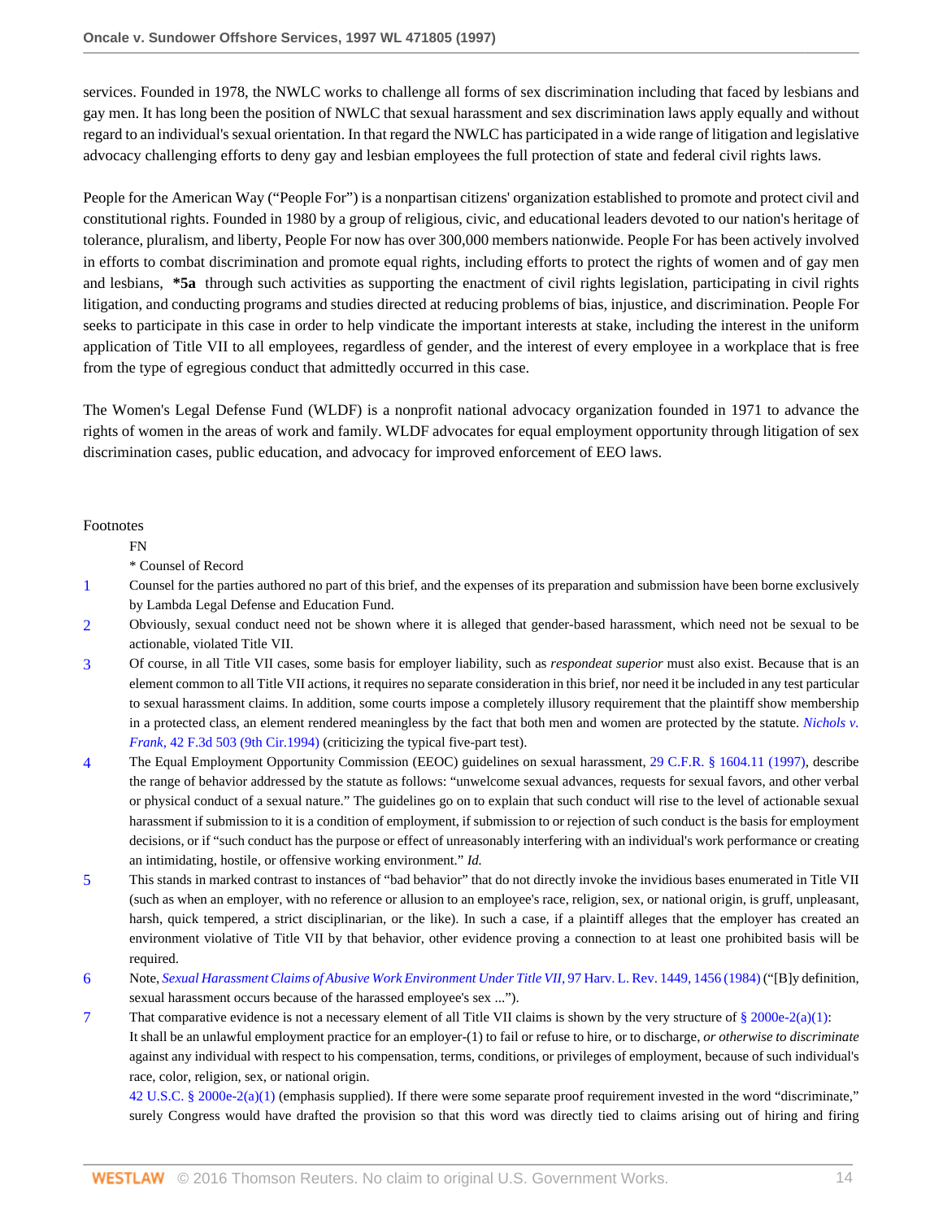services. Founded in 1978, the NWLC works to challenge all forms of sex discrimination including that faced by lesbians and gay men. It has long been the position of NWLC that sexual harassment and sex discrimination laws apply equally and without regard to an individual's sexual orientation. In that regard the NWLC has participated in a wide range of litigation and legislative advocacy challenging efforts to deny gay and lesbian employees the full protection of state and federal civil rights laws.

People for the American Way ("People For") is a nonpartisan citizens' organization established to promote and protect civil and constitutional rights. Founded in 1980 by a group of religious, civic, and educational leaders devoted to our nation's heritage of tolerance, pluralism, and liberty, People For now has over 300,000 members nationwide. People For has been actively involved in efforts to combat discrimination and promote equal rights, including efforts to protect the rights of women and of gay men and lesbians, **\*5a** through such activities as supporting the enactment of civil rights legislation, participating in civil rights litigation, and conducting programs and studies directed at reducing problems of bias, injustice, and discrimination. People For seeks to participate in this case in order to help vindicate the important interests at stake, including the interest in the uniform application of Title VII to all employees, regardless of gender, and the interest of every employee in a workplace that is free from the type of egregious conduct that admittedly occurred in this case.

The Women's Legal Defense Fund (WLDF) is a nonprofit national advocacy organization founded in 1971 to advance the rights of women in the areas of work and family. WLDF advocates for equal employment opportunity through litigation of sex discrimination cases, public education, and advocacy for improved enforcement of EEO laws.

Footnotes

FN

\* Counsel of Record

1 Counsel for the parties authored no part of this brief, and the expenses of its preparation and submission have been borne exclusively by Lambda Legal Defense and Education Fund.

2 Obviously, sexual conduct need not be shown where it is alleged that gender-based harassment, which need not be sexual to be actionable, violated Title VII.

3 Of course, in all Title VII cases, some basis for employer liability, such as *respondeat superior* must also exist. Because that is an element common to all Title VII actions, it requires no separate consideration in this brief, nor need it be included in any test particular to sexual harassment claims. In addition, some courts impose a completely illusory requirement that the plaintiff show membership in a protected class, an element rendered meaningless by the fact that both men and women are protected by the statute. *Nichols v. Frank,* 42 F.3d 503 (9th Cir.1994) (criticizing the typical five-part test).

4 The Equal Employment Opportunity Commission (EEOC) guidelines on sexual harassment, 29 C.F.R. § 1604.11 (1997), describe the range of behavior addressed by the statute as follows: "unwelcome sexual advances, requests for sexual favors, and other verbal or physical conduct of a sexual nature." The guidelines go on to explain that such conduct will rise to the level of actionable sexual harassment if submission to it is a condition of employment, if submission to or rejection of such conduct is the basis for employment decisions, or if "such conduct has the purpose or effect of unreasonably interfering with an individual's work performance or creating an intimidating, hostile, or offensive working environment." *Id.*

5 This stands in marked contrast to instances of "bad behavior" that do not directly invoke the invidious bases enumerated in Title VII (such as when an employer, with no reference or allusion to an employee's race, religion, sex, or national origin, is gruff, unpleasant, harsh, quick tempered, a strict disciplinarian, or the like). In such a case, if a plaintiff alleges that the employer has created an environment violative of Title VII by that behavior, other evidence proving a connection to at least one prohibited basis will be required.

6 Note, *Sexual Harassment Claims of Abusive Work Environment Under Title VII,* 97 Harv. L. Rev. 1449, 1456 (1984) ("[B]y definition, sexual harassment occurs because of the harassed employee's sex ...").

7 That comparative evidence is not a necessary element of all Title VII claims is shown by the very structure of § 2000e-2(a)(1):

It shall be an unlawful employment practice for an employer-(1) to fail or refuse to hire, or to discharge, *or otherwise to discriminate* against any individual with respect to his compensation, terms, conditions, or privileges of employment, because of such individual's race, color, religion, sex, or national origin.

42 U.S.C. § 2000e-2(a)(1) (emphasis supplied). If there were some separate proof requirement invested in the word "discriminate," surely Congress would have drafted the provision so that this word was directly tied to claims arising out of hiring and firing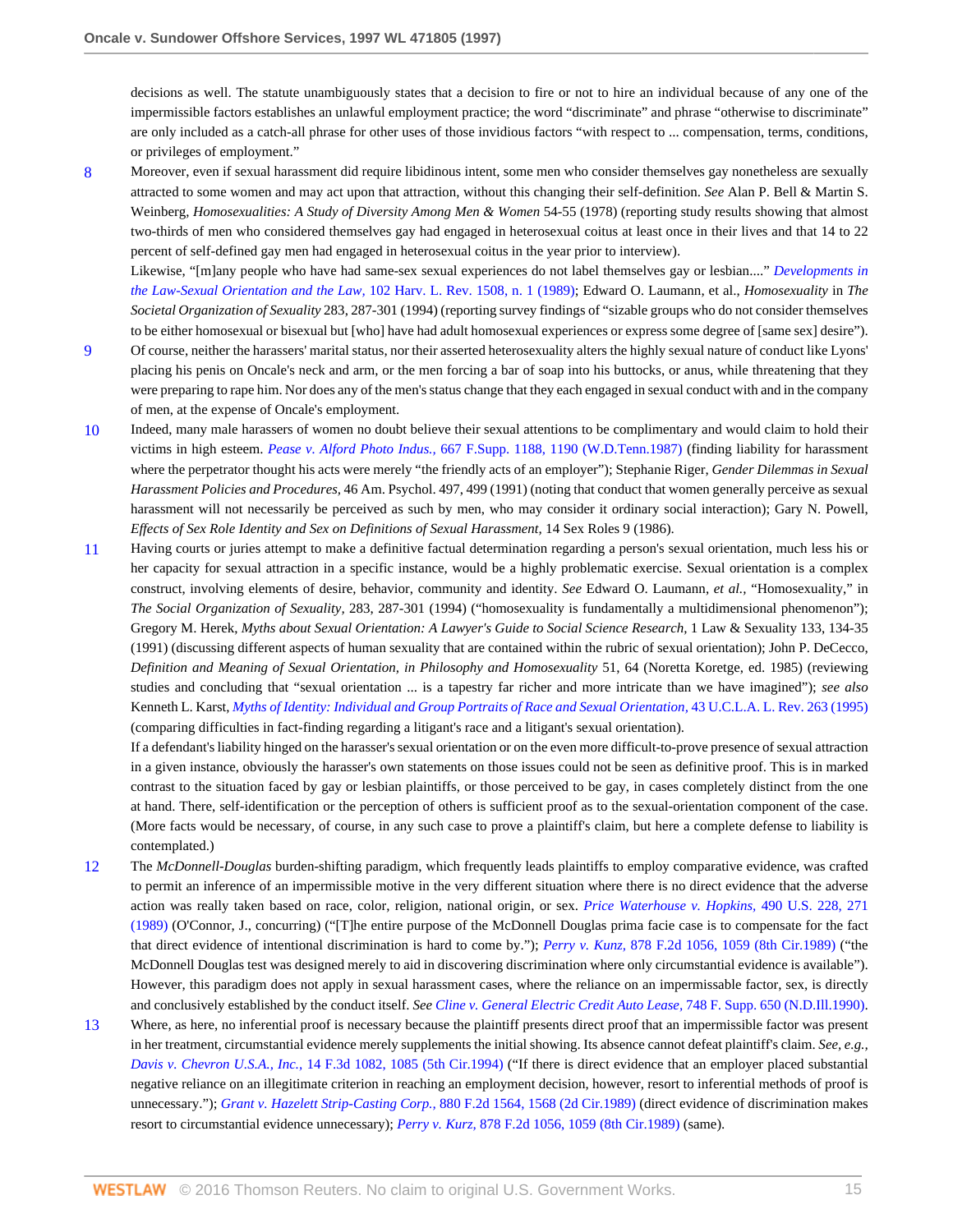decisions as well. The statute unambiguously states that a decision to fire or not to hire an individual because of any one of the impermissible factors establishes an unlawful employment practice; the word "discriminate" and phrase "otherwise to discriminate" are only included as a catch-all phrase for other uses of those invidious factors "with respect to ... compensation, terms, conditions, or privileges of employment."

8 Moreover, even if sexual harassment did require libidinous intent, some men who consider themselves gay nonetheless are sexually attracted to some women and may act upon that attraction, without this changing their self-definition. *See* Alan P. Bell & Martin S. Weinberg, *Homosexualities: A Study of Diversity Among Men & Women* 54-55 (1978) (reporting study results showing that almost two-thirds of men who considered themselves gay had engaged in heterosexual coitus at least once in their lives and that 14 to 22 percent of self-defined gay men had engaged in heterosexual coitus in the year prior to interview).

Likewise, "[m]any people who have had same-sex sexual experiences do not label themselves gay or lesbian...." *Developments in the Law-Sexual Orientation and the Law,* 102 Harv. L. Rev. 1508, n. 1 (1989); Edward O. Laumann, et al., *Homosexuality* in *The Societal Organization of Sexuality* 283, 287-301 (1994) (reporting survey findings of "sizable groups who do not consider themselves to be either homosexual or bisexual but [who] have had adult homosexual experiences or express some degree of [same sex] desire").

9 Of course, neither the harassers' marital status, nor their asserted heterosexuality alters the highly sexual nature of conduct like Lyons' placing his penis on Oncale's neck and arm, or the men forcing a bar of soap into his buttocks, or anus, while threatening that they were preparing to rape him. Nor does any of the men's status change that they each engaged in sexual conduct with and in the company of men, at the expense of Oncale's employment.

10 Indeed, many male harassers of women no doubt believe their sexual attentions to be complimentary and would claim to hold their victims in high esteem. *Pease v. Alford Photo Indus.,* 667 F.Supp. 1188, 1190 (W.D.Tenn.1987) (finding liability for harassment where the perpetrator thought his acts were merely "the friendly acts of an employer"); Stephanie Riger, *Gender Dilemmas in Sexual Harassment Policies and Procedures,* 46 Am. Psychol. 497, 499 (1991) (noting that conduct that women generally perceive as sexual harassment will not necessarily be perceived as such by men, who may consider it ordinary social interaction); Gary N. Powell, *Effects of Sex Role Identity and Sex on Definitions of Sexual Harassment,* 14 Sex Roles 9 (1986).

11 Having courts or juries attempt to make a definitive factual determination regarding a person's sexual orientation, much less his or her capacity for sexual attraction in a specific instance, would be a highly problematic exercise. Sexual orientation is a complex construct, involving elements of desire, behavior, community and identity. *See* Edward O. Laumann, *et al.,* "Homosexuality," in *The Social Organization of Sexuality,* 283, 287-301 (1994) ("homosexuality is fundamentally a multidimensional phenomenon"); Gregory M. Herek, *Myths about Sexual Orientation: A Lawyer's Guide to Social Science Research,* 1 Law & Sexuality 133, 134-35 (1991) (discussing different aspects of human sexuality that are contained within the rubric of sexual orientation); John P. DeCecco, *Definition and Meaning of Sexual Orientation, in Philosophy and Homosexuality* 51, 64 (Noretta Koretge, ed. 1985) (reviewing studies and concluding that "sexual orientation ... is a tapestry far richer and more intricate than we have imagined"); *see also* Kenneth L. Karst, *Myths of Identity: Individual and Group Portraits of Race and Sexual Orientation,* 43 U.C.L.A. L. Rev. 263 (1995) (comparing difficulties in fact-finding regarding a litigant's race and a litigant's sexual orientation).

If a defendant's liability hinged on the harasser's sexual orientation or on the even more difficult-to-prove presence of sexual attraction in a given instance, obviously the harasser's own statements on those issues could not be seen as definitive proof. This is in marked contrast to the situation faced by gay or lesbian plaintiffs, or those perceived to be gay, in cases completely distinct from the one at hand. There, self-identification or the perception of others is sufficient proof as to the sexual-orientation component of the case. (More facts would be necessary, of course, in any such case to prove a plaintiff's claim, but here a complete defense to liability is contemplated.)

12 The *McDonnell-Douglas* burden-shifting paradigm, which frequently leads plaintiffs to employ comparative evidence, was crafted to permit an inference of an impermissible motive in the very different situation where there is no direct evidence that the adverse action was really taken based on race, color, religion, national origin, or sex. *Price Waterhouse v. Hopkins,* 490 U.S. 228, 271 (1989) (O'Connor, J., concurring) ("[T]he entire purpose of the McDonnell Douglas prima facie case is to compensate for the fact that direct evidence of intentional discrimination is hard to come by."); *Perry v. Kunz,* 878 F.2d 1056, 1059 (8th Cir.1989) ("the McDonnell Douglas test was designed merely to aid in discovering discrimination where only circumstantial evidence is available"). However, this paradigm does not apply in sexual harassment cases, where the reliance on an impermissable factor, sex, is directly and conclusively established by the conduct itself. *See Cline v. General Electric Credit Auto Lease,* 748 F. Supp. 650 (N.D.Ill.1990).

13 Where, as here, no inferential proof is necessary because the plaintiff presents direct proof that an impermissible factor was present in her treatment, circumstantial evidence merely supplements the initial showing. Its absence cannot defeat plaintiff's claim. *See, e.g., Davis v. Chevron U.S.A., Inc.,* 14 F.3d 1082, 1085 (5th Cir.1994) ("If there is direct evidence that an employer placed substantial negative reliance on an illegitimate criterion in reaching an employment decision, however, resort to inferential methods of proof is unnecessary."); *Grant v. Hazelett Strip-Casting Corp.,* 880 F.2d 1564, 1568 (2d Cir.1989) (direct evidence of discrimination makes resort to circumstantial evidence unnecessary); *Perry v. Kurz,* 878 F.2d 1056, 1059 (8th Cir.1989) (same).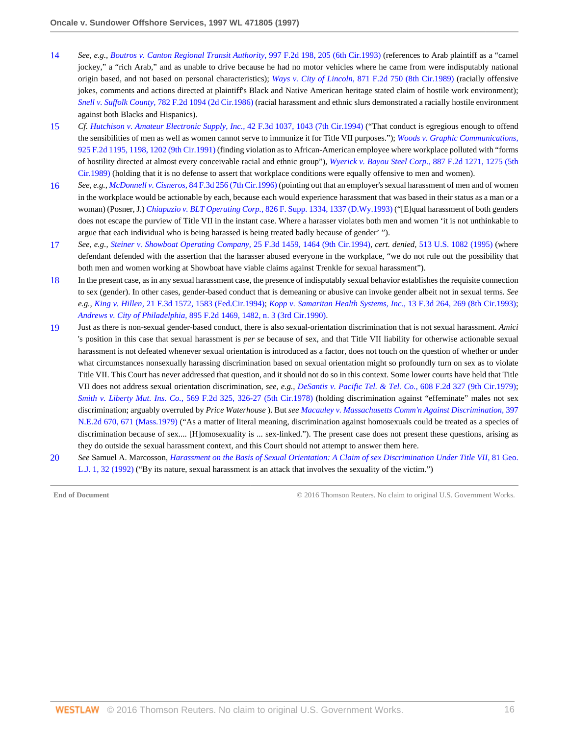14 *See, e.g., Boutros v. Canton Regional Transit Authority,* 997 F.2d 198, 205 (6th Cir.1993) (references to Arab plaintiff as a "camel jockey," a "rich Arab," and as unable to drive because he had no motor vehicles where he came from were indisputably national origin based, and not based on personal characteristics); *Ways v. City of Lincoln,* 871 F.2d 750 (8th Cir.1989) (racially offensive jokes, comments and actions directed at plaintiff's Black and Native American heritage stated claim of hostile work environment); *Snell v. Suffolk County,* 782 F.2d 1094 (2d Cir.1986) (racial harassment and ethnic slurs demonstrated a racially hostile environment against both Blacks and Hispanics).

15 *Cf. Hutchison v. Amateur Electronic Supply, Inc.,* 42 F.3d 1037, 1043 (7th Cir.1994) ("That conduct is egregious enough to offend the sensibilities of men as well as women cannot serve to immunize it for Title VII purposes."); *Woods v. Graphic Communications,* 925 F.2d 1195, 1198, 1202 (9th Cir.1991) (finding violation as to African-American employee where workplace polluted with "forms of hostility directed at almost every conceivable racial and ethnic group"), *Wyerick v. Bayou Steel Corp.,* 887 F.2d 1271, 1275 (5th Cir.1989) (holding that it is no defense to assert that workplace conditions were equally offensive to men and women).

16 *See, e.g., McDonnell v. Cisneros,* 84 F.3d 256 (7th Cir.1996) (pointing out that an employer's sexual harassment of men and of women in the workplace would be actionable by each, because each would experience harassment that was based in their status as a man or a woman) (Posner, J.) *Chiapuzio v. BLT Operating Corp.,* 826 F. Supp. 1334, 1337 (D.Wy.1993) ("[E]qual harassment of both genders does not escape the purview of Title VII in the instant case. Where a harasser violates both men and women 'it is not unthinkable to argue that each individual who is being harassed is being treated badly because of gender' ").

17 *See, e.g., Steiner v. Showboat Operating Company,* 25 F.3d 1459, 1464 (9th Cir.1994), *cert. denied,* 513 U.S. 1082 (1995) (where defendant defended with the assertion that the harasser abused everyone in the workplace, "we do not rule out the possibility that both men and women working at Showboat have viable claims against Trenkle for sexual harassment").

18 In the present case, as in any sexual harassment case, the presence of indisputably sexual behavior establishes the requisite connection to sex (gender). In other cases, gender-based conduct that is demeaning or abusive can invoke gender albeit not in sexual terms. *See e.g., King v. Hillen,* 21 F.3d 1572, 1583 (Fed.Cir.1994); *Kopp v. Samaritan Health Systems, Inc.,* 13 F.3d 264, 269 (8th Cir.1993); *Andrews v. City of Philadelphia,* 895 F.2d 1469, 1482, n. 3 (3rd Cir.1990).

19 Just as there is non-sexual gender-based conduct, there is also sexual-orientation discrimination that is not sexual harassment. *Amici* 's position in this case that sexual harassment is *per se* because of sex, and that Title VII liability for otherwise actionable sexual harassment is not defeated whenever sexual orientation is introduced as a factor, does not touch on the question of whether or under what circumstances nonsexually harassing discrimination based on sexual orientation might so profoundly turn on sex as to violate Title VII. This Court has never addressed that question, and it should not do so in this context. Some lower courts have held that Title VII does not address sexual orientation discrimination, *see, e.g., DeSantis v. Pacific Tel. & Tel. Co.,* 608 F.2d 327 (9th Cir.1979); *Smith v. Liberty Mut. Ins. Co.,* 569 F.2d 325, 326-27 (5th Cir.1978) (holding discrimination against "effeminate" males not sex discrimination; arguably overruled by *Price Waterhouse* ). But *see Macauley v. Massachusetts Comm'n Against Discrimination,* 397 N.E.2d 670, 671 (Mass.1979) ("As a matter of literal meaning, discrimination against homosexuals could be treated as a species of discrimination because of sex.... [H]omosexuality is ... sex-linked."). The present case does not present these questions, arising as they do outside the sexual harassment context, and this Court should not attempt to answer them here.

20 *See* Samuel A. Marcosson, *Harassment on the Basis of Sexual Orientation: A Claim of sex Discrimination Under Title VII,* 81 Geo. L.J. 1, 32 (1992) ("By its nature, sexual harassment is an attack that involves the sexuality of the victim.")

End of Document